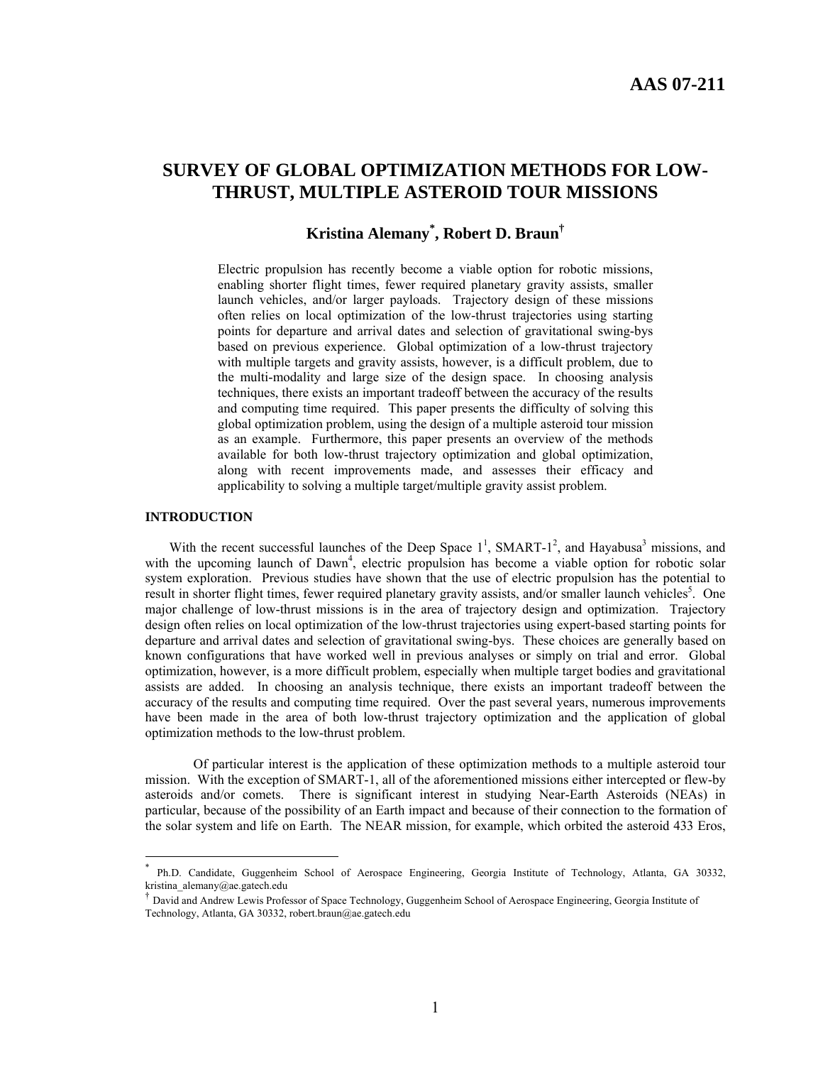AAS 07-211

# SURVEY OF GLOBAL OPTIMIZATION METHODS FOR LOW-THRUST, MULTIPLE ASTEROID TOUR MISSIONS

## Kristina Alemany*, Robert D. Braun†

Electric propulsion has recently become a viable option for robotic missions, enabling shorter flight times, fewer required planetary gravity assists, smaller launch vehicles, and/or larger payloads. Trajectory design of these missions often relies on local optimization of the low-thrust trajectories using starting points for departure and arrival dates and selection of gravitational swing-bys based on previous experience. Global optimization of a low-thrust trajectory with multiple targets and gravity assists, however, is a difficult problem, due to the multi-modality and large size of the design space. In choosing analysis techniques, there exists an important tradeoff between the accuracy of the results and computing time required. This paper presents the difficulty of solving this global optimization problem, using the design of a multiple asteroid tour mission as an example. Furthermore, this paper presents an overview of the methods available for both low-thrust trajectory optimization and global optimization, along with recent improvements made, and assesses their efficacy and applicability to solving a multiple target/multiple gravity assist problem.

### INTRODUCTION

With the recent successful launches of the Deep Space 1[1], SMART-1[2], and Hayabusa[3] missions, and with the upcoming launch of Dawn[4], electric propulsion has become a viable option for robotic solar system exploration. Previous studies have shown that the use of electric propulsion has the potential to result in shorter flight times, fewer required planetary gravity assists, and/or smaller launch vehicles[5]. One major challenge of low-thrust missions is in the area of trajectory design and optimization. Trajectory design often relies on local optimization of the low-thrust trajectories using expert-based starting points for departure and arrival dates and selection of gravitational swing-bys. These choices are generally based on known configurations that have worked well in previous analyses or simply on trial and error. Global optimization, however, is a more difficult problem, especially when multiple target bodies and gravitational assists are added. In choosing an analysis technique, there exists an important tradeoff between the accuracy of the results and computing time required. Over the past several years, numerous improvements have been made in the area of both low-thrust trajectory optimization and the application of global optimization methods to the low-thrust problem.

Of particular interest is the application of these optimization methods to a multiple asteroid tour mission. With the exception of SMART-1, all of the aforementioned missions either intercepted or flew-by asteroids and/or comets. There is significant interest in studying Near-Earth Asteroids (NEAs) in particular, because of the possibility of an Earth impact and because of their connection to the formation of the solar system and life on Earth. The NEAR mission, for example, which orbited the asteroid 433 Eros,

---

\* Ph.D. Candidate, Guggenheim School of Aerospace Engineering, Georgia Institute of Technology, Atlanta, GA 30332, kristina_alemany@ae.gatech.edu

† David and Andrew Lewis Professor of Space Technology, Guggenheim School of Aerospace Engineering, Georgia Institute of Technology, Atlanta, GA 30332, robert.braun@ae.gatech.edu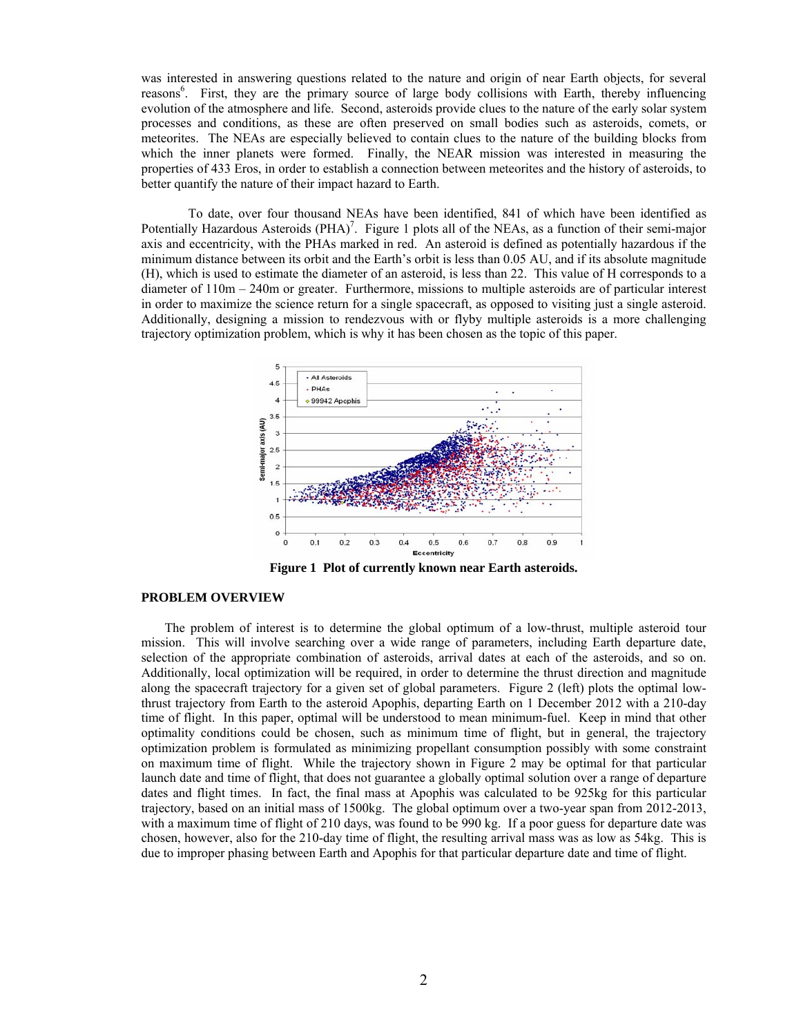was interested in answering questions related to the nature and origin of near Earth objects, for several reasons[6]. First, they are the primary source of large body collisions with Earth, thereby influencing evolution of the atmosphere and life. Second, asteroids provide clues to the nature of the early solar system processes and conditions, as these are often preserved on small bodies such as asteroids, comets, or meteorites. The NEAs are especially believed to contain clues to the nature of the building blocks from which the inner planets were formed. Finally, the NEAR mission was interested in measuring the properties of 433 Eros, in order to establish a connection between meteorites and the history of asteroids, to better quantify the nature of their impact hazard to Earth.

To date, over four thousand NEAs have been identified, 841 of which have been identified as Potentially Hazardous Asteroids (PHA)[7]. Figure 1 plots all of the NEAs, as a function of their semi-major axis and eccentricity, with the PHAs marked in red. An asteroid is defined as potentially hazardous if the minimum distance between its orbit and the Earth's orbit is less than 0.05 AU, and if its absolute magnitude (H), which is used to estimate the diameter of an asteroid, is less than 22. This value of H corresponds to a diameter of 110m – 240m or greater. Furthermore, missions to multiple asteroids are of particular interest in order to maximize the science return for a single spacecraft, as opposed to visiting just a single asteroid. Additionally, designing a mission to rendezvous with or flyby multiple asteroids is a more challenging trajectory optimization problem, which is why it has been chosen as the topic of this paper.

**Figure 1 Plot of currently known near Earth asteroids.**

## PROBLEM OVERVIEW

The problem of interest is to determine the global optimum of a low-thrust, multiple asteroid tour mission. This will involve searching over a wide range of parameters, including Earth departure date, selection of the appropriate combination of asteroids, arrival dates at each of the asteroids, and so on. Additionally, local optimization will be required, in order to determine the thrust direction and magnitude along the spacecraft trajectory for a given set of global parameters. Figure 2 (left) plots the optimal low-thrust trajectory from Earth to the asteroid Apophis, departing Earth on 1 December 2012 with a 210-day time of flight. In this paper, optimal will be understood to mean minimum-fuel. Keep in mind that other optimality conditions could be chosen, such as minimum time of flight, but in general, the trajectory optimization problem is formulated as minimizing propellant consumption possibly with some constraint on maximum time of flight. While the trajectory shown in Figure 2 may be optimal for that particular launch date and time of flight, that does not guarantee a globally optimal solution over a range of departure dates and flight times. In fact, the final mass at Apophis was calculated to be 925kg for this particular trajectory, based on an initial mass of 1500kg. The global optimum over a two-year span from 2012-2013, with a maximum time of flight of 210 days, was found to be 990 kg. If a poor guess for departure date was chosen, however, also for the 210-day time of flight, the resulting arrival mass was as low as 54kg. This is due to improper phasing between Earth and Apophis for that particular departure date and time of flight.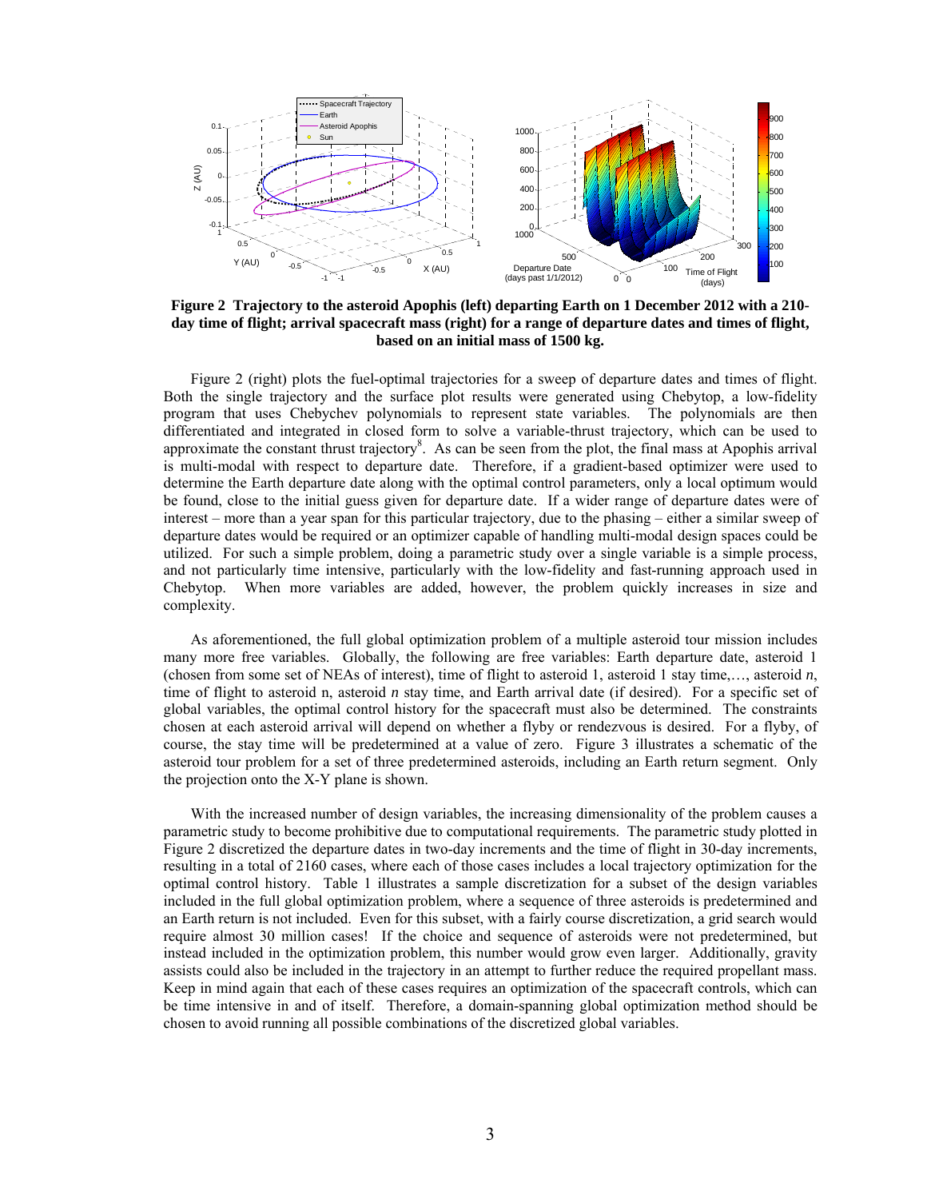**Figure 2 Trajectory to the asteroid Apophis (left) departing Earth on 1 December 2012 with a 210-day time of flight; arrival spacecraft mass (right) for a range of departure dates and times of flight, based on an initial mass of 1500 kg.**

Figure 2 (right) plots the fuel-optimal trajectories for a sweep of departure dates and times of flight. Both the single trajectory and the surface plot results were generated using Chebytop, a low-fidelity program that uses Chebychev polynomials to represent state variables. The polynomials are then differentiated and integrated in closed form to solve a variable-thrust trajectory, which can be used to approximate the constant thrust trajectory[8]. As can be seen from the plot, the final mass at Apophis arrival is multi-modal with respect to departure date. Therefore, if a gradient-based optimizer were used to determine the Earth departure date along with the optimal control parameters, only a local optimum would be found, close to the initial guess given for departure date. If a wider range of departure dates were of interest – more than a year span for this particular trajectory, due to the phasing – either a similar sweep of departure dates would be required or an optimizer capable of handling multi-modal design spaces could be utilized. For such a simple problem, doing a parametric study over a single variable is a simple process, and not particularly time intensive, particularly with the low-fidelity and fast-running approach used in Chebytop. When more variables are added, however, the problem quickly increases in size and complexity.

As aforementioned, the full global optimization problem of a multiple asteroid tour mission includes many more free variables. Globally, the following are free variables: Earth departure date, asteroid 1 (chosen from some set of NEAs of interest), time of flight to asteroid 1, asteroid 1 stay time,…, asteroid *n*, time of flight to asteroid n, asteroid *n* stay time, and Earth arrival date (if desired). For a specific set of global variables, the optimal control history for the spacecraft must also be determined. The constraints chosen at each asteroid arrival will depend on whether a flyby or rendezvous is desired. For a flyby, of course, the stay time will be predetermined at a value of zero. Figure 3 illustrates a schematic of the asteroid tour problem for a set of three predetermined asteroids, including an Earth return segment. Only the projection onto the X-Y plane is shown.

With the increased number of design variables, the increasing dimensionality of the problem causes a parametric study to become prohibitive due to computational requirements. The parametric study plotted in Figure 2 discretized the departure dates in two-day increments and the time of flight in 30-day increments, resulting in a total of 2160 cases, where each of those cases includes a local trajectory optimization for the optimal control history. Table 1 illustrates a sample discretization for a subset of the design variables included in the full global optimization problem, where a sequence of three asteroids is predetermined and an Earth return is not included. Even for this subset, with a fairly course discretization, a grid search would require almost 30 million cases! If the choice and sequence of asteroids were not predetermined, but instead included in the optimization problem, this number would grow even larger. Additionally, gravity assists could also be included in the trajectory in an attempt to further reduce the required propellant mass. Keep in mind again that each of these cases requires an optimization of the spacecraft controls, which can be time intensive in and of itself. Therefore, a domain-spanning global optimization method should be chosen to avoid running all possible combinations of the discretized global variables.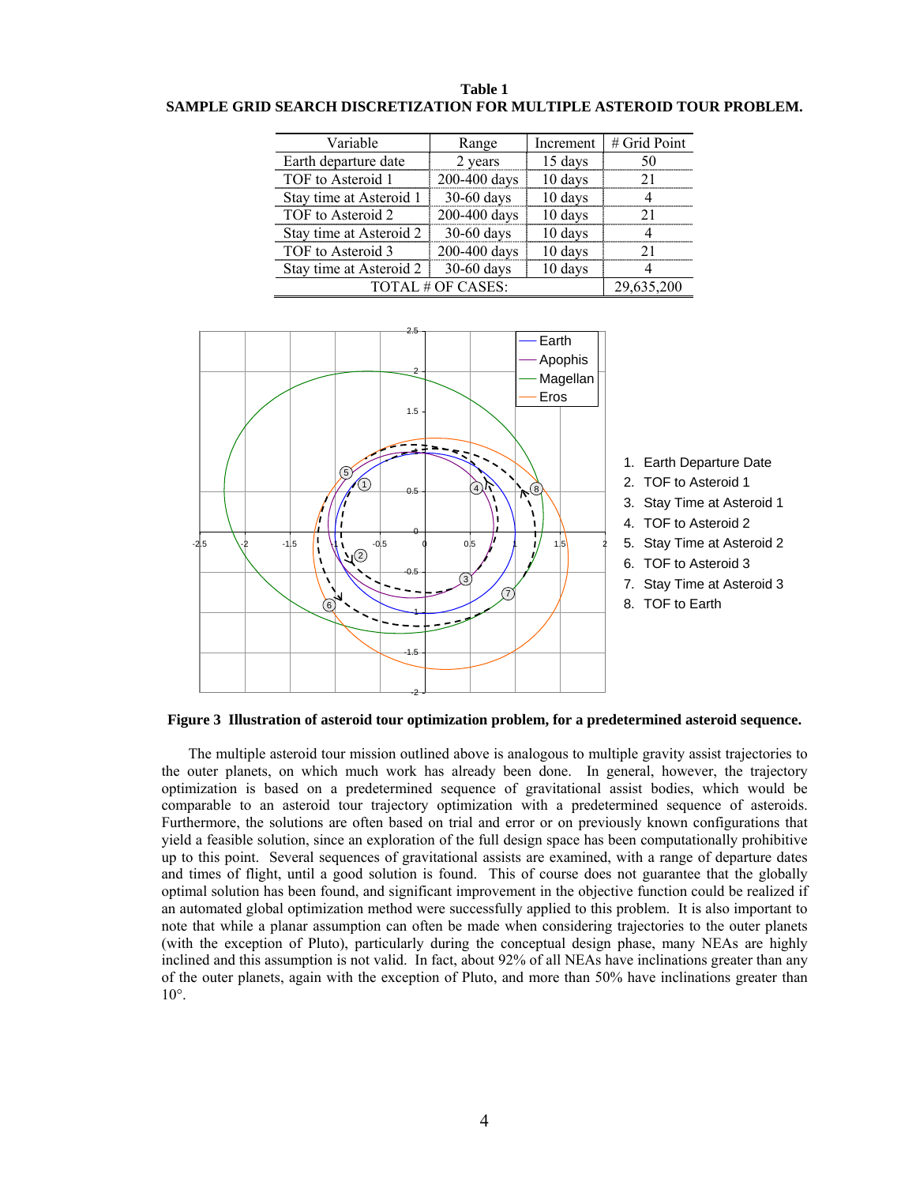**Table 1**
**SAMPLE GRID SEARCH DISCRETIZATION FOR MULTIPLE ASTEROID TOUR PROBLEM.**

| Variable | Range | Increment | # Grid Point |
|---|---|---|---|
| Earth departure date | 2 years | 15 days | 50 |
| TOF to Asteroid 1 | 200-400 days | 10 days | 21 |
| Stay time at Asteroid 1 | 30-60 days | 10 days | 4 |
| TOF to Asteroid 2 | 200-400 days | 10 days | 21 |
| Stay time at Asteroid 2 | 30-60 days | 10 days | 4 |
| TOF to Asteroid 3 | 200-400 days | 10 days | 21 |
| Stay time at Asteroid 2 | 30-60 days | 10 days | 4 |
| TOTAL # OF CASES: | | | 29,635,200 |

1. Earth Departure Date
2. TOF to Asteroid 1
3. Stay Time at Asteroid 1
4. TOF to Asteroid 2
5. Stay Time at Asteroid 2
6. TOF to Asteroid 3
7. Stay Time at Asteroid 3
8. TOF to Earth

**Figure 3 Illustration of asteroid tour optimization problem, for a predetermined asteroid sequence.**

The multiple asteroid tour mission outlined above is analogous to multiple gravity assist trajectories to the outer planets, on which much work has already been done. In general, however, the trajectory optimization is based on a predetermined sequence of gravitational assist bodies, which would be comparable to an asteroid tour trajectory optimization with a predetermined sequence of asteroids. Furthermore, the solutions are often based on trial and error or on previously known configurations that yield a feasible solution, since an exploration of the full design space has been computationally prohibitive up to this point. Several sequences of gravitational assists are examined, with a range of departure dates and times of flight, until a good solution is found. This of course does not guarantee that the globally optimal solution has been found, and significant improvement in the objective function could be realized if an automated global optimization method were successfully applied to this problem. It is also important to note that while a planar assumption can often be made when considering trajectories to the outer planets (with the exception of Pluto), particularly during the conceptual design phase, many NEAs are highly inclined and this assumption is not valid. In fact, about 92% of all NEAs have inclinations greater than any of the outer planets, again with the exception of Pluto, and more than 50% have inclinations greater than 10°.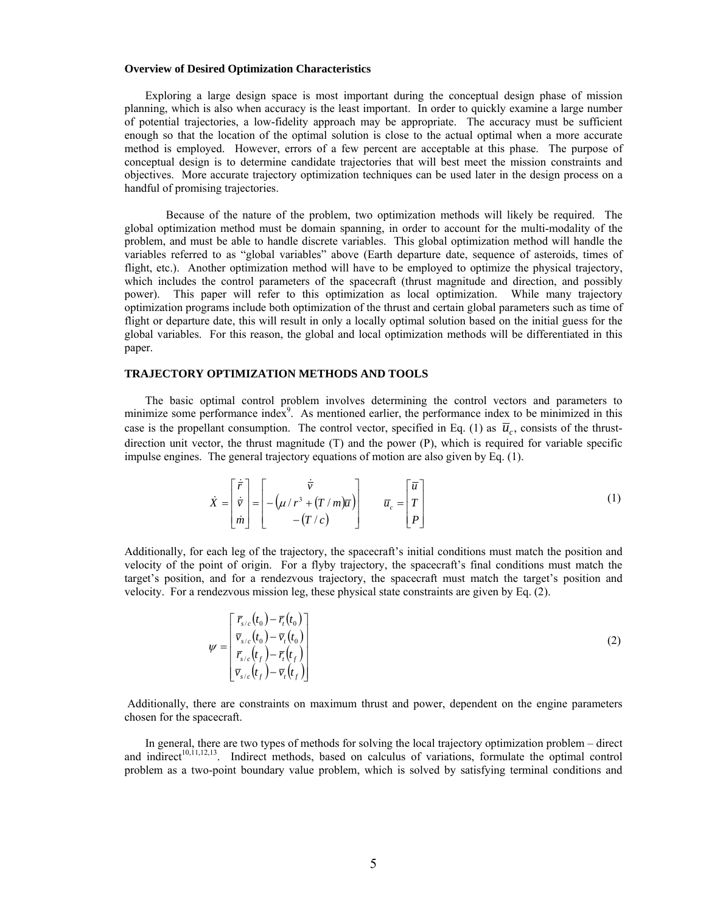**Overview of Desired Optimization Characteristics**

Exploring a large design space is most important during the conceptual design phase of mission planning, which is also when accuracy is the least important. In order to quickly examine a large number of potential trajectories, a low-fidelity approach may be appropriate. The accuracy must be sufficient enough so that the location of the optimal solution is close to the actual optimal when a more accurate method is employed. However, errors of a few percent are acceptable at this phase. The purpose of conceptual design is to determine candidate trajectories that will best meet the mission constraints and objectives. More accurate trajectory optimization techniques can be used later in the design process on a handful of promising trajectories.

Because of the nature of the problem, two optimization methods will likely be required. The global optimization method must be domain spanning, in order to account for the multi-modality of the problem, and must be able to handle discrete variables. This global optimization method will handle the variables referred to as "global variables" above (Earth departure date, sequence of asteroids, times of flight, etc.). Another optimization method will have to be employed to optimize the physical trajectory, which includes the control parameters of the spacecraft (thrust magnitude and direction, and possibly power). This paper will refer to this optimization as local optimization. While many trajectory optimization programs include both optimization of the thrust and certain global parameters such as time of flight or departure date, this will result in only a locally optimal solution based on the initial guess for the global variables. For this reason, the global and local optimization methods will be differentiated in this paper.

## TRAJECTORY OPTIMIZATION METHODS AND TOOLS

The basic optimal control problem involves determining the control vectors and parameters to minimize some performance index[9]. As mentioned earlier, the performance index to be minimized in this case is the propellant consumption. The control vector, specified in Eq. (1) as $\bar{u}_c$, consists of the thrust-direction unit vector, the thrust magnitude (T) and the power (P), which is required for variable specific impulse engines. The general trajectory equations of motion are also given by Eq. (1).

$$\dot{X} = \begin{bmatrix} \dot{\bar{r}} \\ \dot{\bar{v}} \\ \dot{m} \end{bmatrix} = \begin{bmatrix} \dot{\bar{v}} \\ -\left(\mu / r^3 + (T/m)\bar{u}\right) \\ -(T/c) \end{bmatrix} \qquad \bar{u}_c = \begin{bmatrix} \bar{u} \\ T \\ P \end{bmatrix} \tag{1}$$

Additionally, for each leg of the trajectory, the spacecraft's initial conditions must match the position and velocity of the point of origin. For a flyby trajectory, the spacecraft's final conditions must match the target's position, and for a rendezvous trajectory, the spacecraft must match the target's position and velocity. For a rendezvous mission leg, these physical state constraints are given by Eq. (2).

$$\psi = \begin{bmatrix} \bar{r}_{s/c}(t_0) - \bar{r}_t(t_0) \\ \bar{v}_{s/c}(t_0) - \bar{v}_t(t_0) \\ \bar{r}_{s/c}(t_f) - \bar{r}_t(t_f) \\ \bar{v}_{s/c}(t_f) - \bar{v}_t(t_f) \end{bmatrix} \tag{2}$$

Additionally, there are constraints on maximum thrust and power, dependent on the engine parameters chosen for the spacecraft.

In general, there are two types of methods for solving the local trajectory optimization problem – direct and indirect[10,11,12,13]. Indirect methods, based on calculus of variations, formulate the optimal control problem as a two-point boundary value problem, which is solved by satisfying terminal conditions and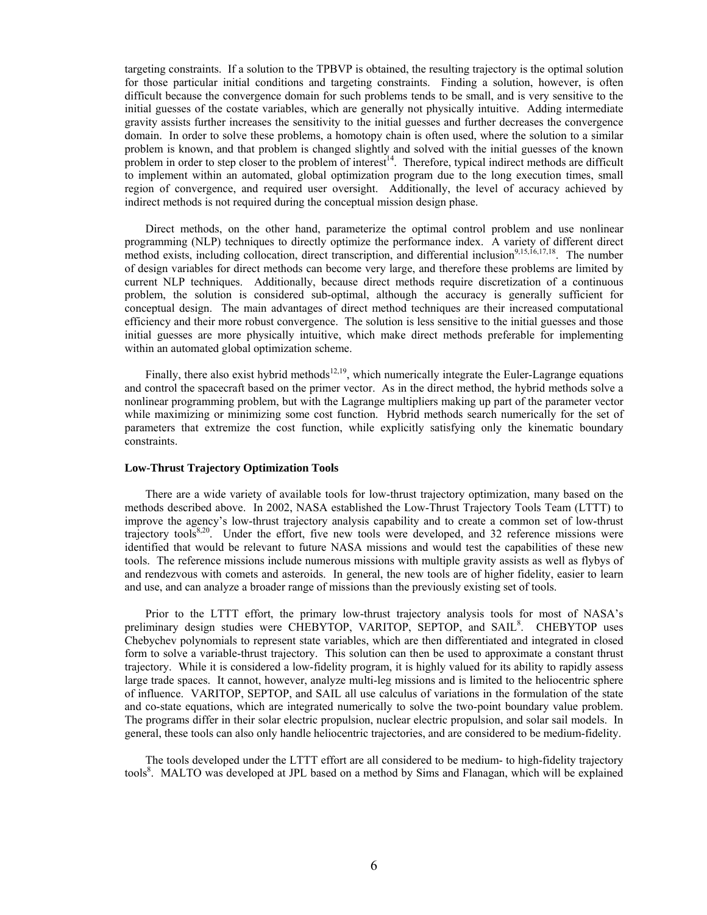targeting constraints. If a solution to the TPBVP is obtained, the resulting trajectory is the optimal solution for those particular initial conditions and targeting constraints. Finding a solution, however, is often difficult because the convergence domain for such problems tends to be small, and is very sensitive to the initial guesses of the costate variables, which are generally not physically intuitive. Adding intermediate gravity assists further increases the sensitivity to the initial guesses and further decreases the convergence domain. In order to solve these problems, a homotopy chain is often used, where the solution to a similar problem is known, and that problem is changed slightly and solved with the initial guesses of the known problem in order to step closer to the problem of interest[14]. Therefore, typical indirect methods are difficult to implement within an automated, global optimization program due to the long execution times, small region of convergence, and required user oversight. Additionally, the level of accuracy achieved by indirect methods is not required during the conceptual mission design phase.

Direct methods, on the other hand, parameterize the optimal control problem and use nonlinear programming (NLP) techniques to directly optimize the performance index. A variety of different direct method exists, including collocation, direct transcription, and differential inclusion[9,15,16,17,18]. The number of design variables for direct methods can become very large, and therefore these problems are limited by current NLP techniques. Additionally, because direct methods require discretization of a continuous problem, the solution is considered sub-optimal, although the accuracy is generally sufficient for conceptual design. The main advantages of direct method techniques are their increased computational efficiency and their more robust convergence. The solution is less sensitive to the initial guesses and those initial guesses are more physically intuitive, which make direct methods preferable for implementing within an automated global optimization scheme.

Finally, there also exist hybrid methods[12,19], which numerically integrate the Euler-Lagrange equations and control the spacecraft based on the primer vector. As in the direct method, the hybrid methods solve a nonlinear programming problem, but with the Lagrange multipliers making up part of the parameter vector while maximizing or minimizing some cost function. Hybrid methods search numerically for the set of parameters that extremize the cost function, while explicitly satisfying only the kinematic boundary constraints.

### Low-Thrust Trajectory Optimization Tools

There are a wide variety of available tools for low-thrust trajectory optimization, many based on the methods described above. In 2002, NASA established the Low-Thrust Trajectory Tools Team (LTTT) to improve the agency's low-thrust trajectory analysis capability and to create a common set of low-thrust trajectory tools[8,20]. Under the effort, five new tools were developed, and 32 reference missions were identified that would be relevant to future NASA missions and would test the capabilities of these new tools. The reference missions include numerous missions with multiple gravity assists as well as flybys of and rendezvous with comets and asteroids. In general, the new tools are of higher fidelity, easier to learn and use, and can analyze a broader range of missions than the previously existing set of tools.

Prior to the LTTT effort, the primary low-thrust trajectory analysis tools for most of NASA's preliminary design studies were CHEBYTOP, VARITOP, SEPTOP, and SAIL[8]. CHEBYTOP uses Chebychev polynomials to represent state variables, which are then differentiated and integrated in closed form to solve a variable-thrust trajectory. This solution can then be used to approximate a constant thrust trajectory. While it is considered a low-fidelity program, it is highly valued for its ability to rapidly assess large trade spaces. It cannot, however, analyze multi-leg missions and is limited to the heliocentric sphere of influence. VARITOP, SEPTOP, and SAIL all use calculus of variations in the formulation of the state and co-state equations, which are integrated numerically to solve the two-point boundary value problem. The programs differ in their solar electric propulsion, nuclear electric propulsion, and solar sail models. In general, these tools can also only handle heliocentric trajectories, and are considered to be medium-fidelity.

The tools developed under the LTTT effort are all considered to be medium- to high-fidelity trajectory tools[8]. MALTO was developed at JPL based on a method by Sims and Flanagan, which will be explained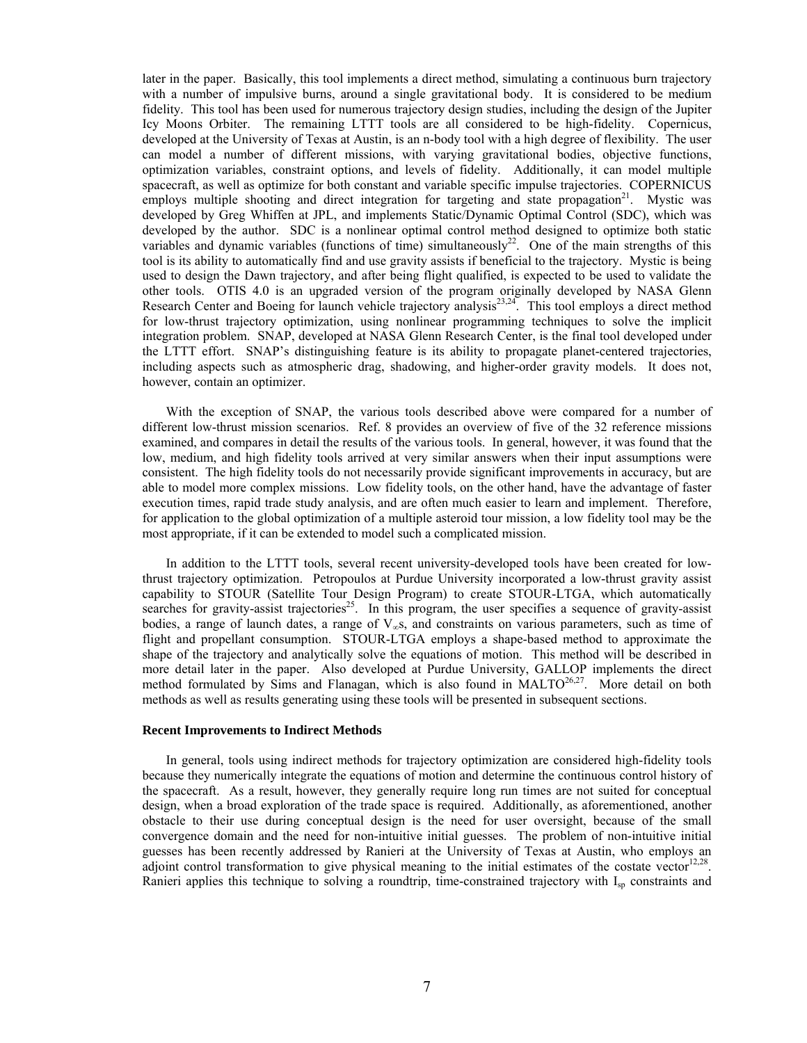later in the paper. Basically, this tool implements a direct method, simulating a continuous burn trajectory with a number of impulsive burns, around a single gravitational body. It is considered to be medium fidelity. This tool has been used for numerous trajectory design studies, including the design of the Jupiter Icy Moons Orbiter. The remaining LTTT tools are all considered to be high-fidelity. Copernicus, developed at the University of Texas at Austin, is an n-body tool with a high degree of flexibility. The user can model a number of different missions, with varying gravitational bodies, objective functions, optimization variables, constraint options, and levels of fidelity. Additionally, it can model multiple spacecraft, as well as optimize for both constant and variable specific impulse trajectories. COPERNICUS employs multiple shooting and direct integration for targeting and state propagation[21]. Mystic was developed by Greg Whiffen at JPL, and implements Static/Dynamic Optimal Control (SDC), which was developed by the author. SDC is a nonlinear optimal control method designed to optimize both static variables and dynamic variables (functions of time) simultaneously[22]. One of the main strengths of this tool is its ability to automatically find and use gravity assists if beneficial to the trajectory. Mystic is being used to design the Dawn trajectory, and after being flight qualified, is expected to be used to validate the other tools. OTIS 4.0 is an upgraded version of the program originally developed by NASA Glenn Research Center and Boeing for launch vehicle trajectory analysis[23,24]. This tool employs a direct method for low-thrust trajectory optimization, using nonlinear programming techniques to solve the implicit integration problem. SNAP, developed at NASA Glenn Research Center, is the final tool developed under the LTTT effort. SNAP's distinguishing feature is its ability to propagate planet-centered trajectories, including aspects such as atmospheric drag, shadowing, and higher-order gravity models. It does not, however, contain an optimizer.

With the exception of SNAP, the various tools described above were compared for a number of different low-thrust mission scenarios. Ref. 8 provides an overview of five of the 32 reference missions examined, and compares in detail the results of the various tools. In general, however, it was found that the low, medium, and high fidelity tools arrived at very similar answers when their input assumptions were consistent. The high fidelity tools do not necessarily provide significant improvements in accuracy, but are able to model more complex missions. Low fidelity tools, on the other hand, have the advantage of faster execution times, rapid trade study analysis, and are often much easier to learn and implement. Therefore, for application to the global optimization of a multiple asteroid tour mission, a low fidelity tool may be the most appropriate, if it can be extended to model such a complicated mission.

In addition to the LTTT tools, several recent university-developed tools have been created for low-thrust trajectory optimization. Petropoulos at Purdue University incorporated a low-thrust gravity assist capability to STOUR (Satellite Tour Design Program) to create STOUR-LTGA, which automatically searches for gravity-assist trajectories[25]. In this program, the user specifies a sequence of gravity-assist bodies, a range of launch dates, a range of $V_\infty$s, and constraints on various parameters, such as time of flight and propellant consumption. STOUR-LTGA employs a shape-based method to approximate the shape of the trajectory and analytically solve the equations of motion. This method will be described in more detail later in the paper. Also developed at Purdue University, GALLOP implements the direct method formulated by Sims and Flanagan, which is also found in MALTO[26,27]. More detail on both methods as well as results generating using these tools will be presented in subsequent sections.

### Recent Improvements to Indirect Methods

In general, tools using indirect methods for trajectory optimization are considered high-fidelity tools because they numerically integrate the equations of motion and determine the continuous control history of the spacecraft. As a result, however, they generally require long run times are not suited for conceptual design, when a broad exploration of the trade space is required. Additionally, as aforementioned, another obstacle to their use during conceptual design is the need for user oversight, because of the small convergence domain and the need for non-intuitive initial guesses. The problem of non-intuitive initial guesses has been recently addressed by Ranieri at the University of Texas at Austin, who employs an adjoint control transformation to give physical meaning to the initial estimates of the costate vector[12,28]. Ranieri applies this technique to solving a roundtrip, time-constrained trajectory with $I_{sp}$ constraints and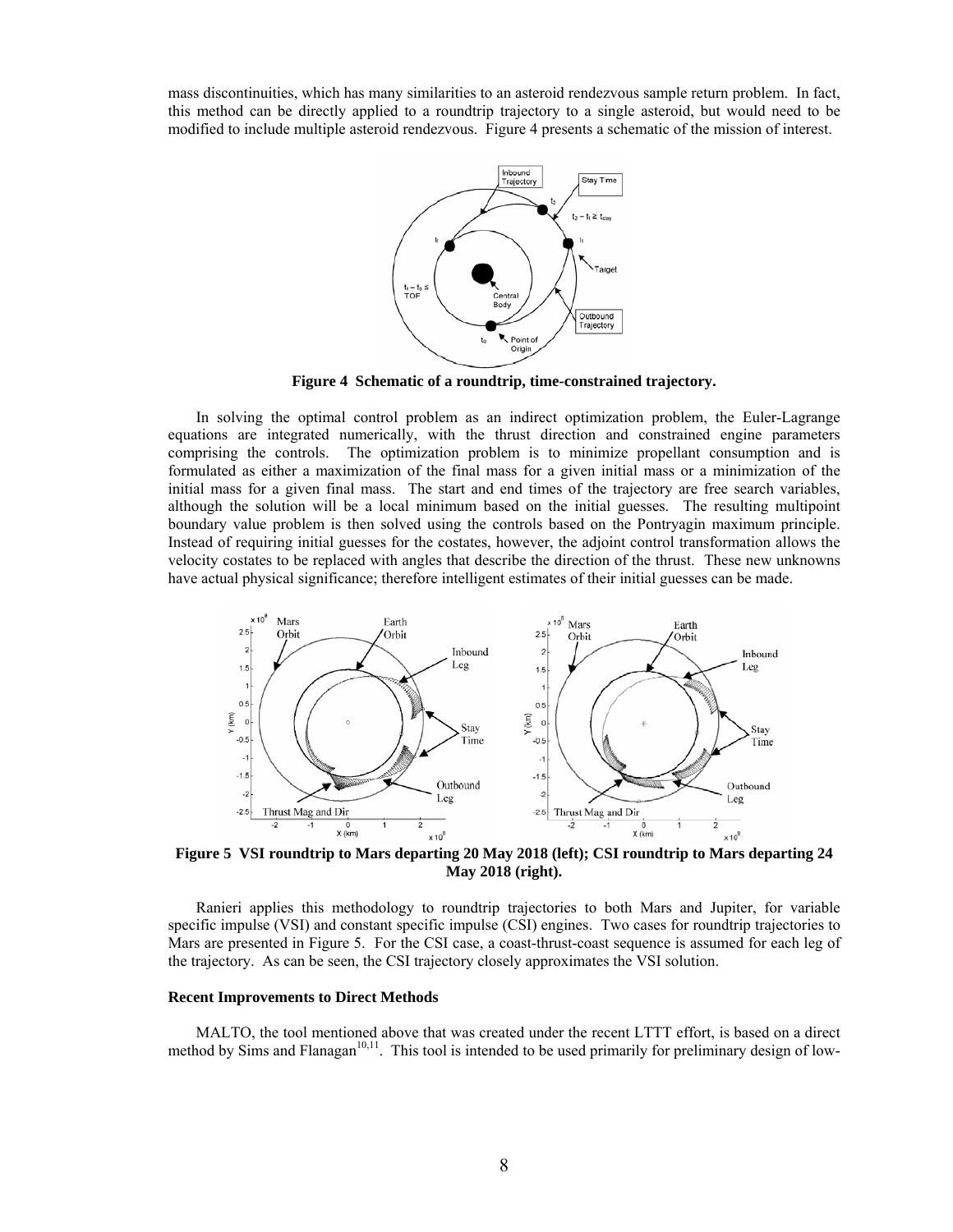mass discontinuities, which has many similarities to an asteroid rendezvous sample return problem. In fact, this method can be directly applied to a roundtrip trajectory to a single asteroid, but would need to be modified to include multiple asteroid rendezvous. Figure 4 presents a schematic of the mission of interest.

**Figure 4 Schematic of a roundtrip, time-constrained trajectory.**

In solving the optimal control problem as an indirect optimization problem, the Euler-Lagrange equations are integrated numerically, with the thrust direction and constrained engine parameters comprising the controls. The optimization problem is to minimize propellant consumption and is formulated as either a maximization of the final mass for a given initial mass or a minimization of the initial mass for a given final mass. The start and end times of the trajectory are free search variables, although the solution will be a local minimum based on the initial guesses. The resulting multipoint boundary value problem is then solved using the controls based on the Pontryagin maximum principle. Instead of requiring initial guesses for the costates, however, the adjoint control transformation allows the velocity costates to be replaced with angles that describe the direction of the thrust. These new unknowns have actual physical significance; therefore intelligent estimates of their initial guesses can be made.

**Figure 5 VSI roundtrip to Mars departing 20 May 2018 (left); CSI roundtrip to Mars departing 24 May 2018 (right).**

Ranieri applies this methodology to roundtrip trajectories to both Mars and Jupiter, for variable specific impulse (VSI) and constant specific impulse (CSI) engines. Two cases for roundtrip trajectories to Mars are presented in Figure 5. For the CSI case, a coast-thrust-coast sequence is assumed for each leg of the trajectory. As can be seen, the CSI trajectory closely approximates the VSI solution.

### Recent Improvements to Direct Methods

MALTO, the tool mentioned above that was created under the recent LTTT effort, is based on a direct method by Sims and Flanagan[10,11]. This tool is intended to be used primarily for preliminary design of low-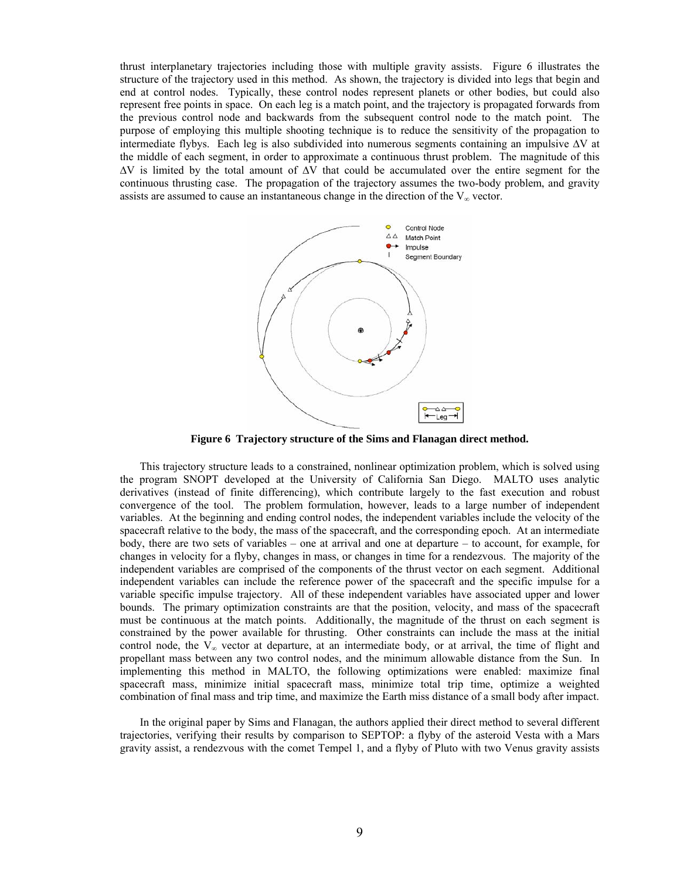thrust interplanetary trajectories including those with multiple gravity assists. Figure 6 illustrates the structure of the trajectory used in this method. As shown, the trajectory is divided into legs that begin and end at control nodes. Typically, these control nodes represent planets or other bodies, but could also represent free points in space. On each leg is a match point, and the trajectory is propagated forwards from the previous control node and backwards from the subsequent control node to the match point. The purpose of employing this multiple shooting technique is to reduce the sensitivity of the propagation to intermediate flybys. Each leg is also subdivided into numerous segments containing an impulsive $\Delta V$ at the middle of each segment, in order to approximate a continuous thrust problem. The magnitude of this $\Delta V$ is limited by the total amount of $\Delta V$ that could be accumulated over the entire segment for the continuous thrusting case. The propagation of the trajectory assumes the two-body problem, and gravity assists are assumed to cause an instantaneous change in the direction of the $V_\infty$ vector.

**Figure 6 Trajectory structure of the Sims and Flanagan direct method.**

This trajectory structure leads to a constrained, nonlinear optimization problem, which is solved using the program SNOPT developed at the University of California San Diego. MALTO uses analytic derivatives (instead of finite differencing), which contribute largely to the fast execution and robust convergence of the tool. The problem formulation, however, leads to a large number of independent variables. At the beginning and ending control nodes, the independent variables include the velocity of the spacecraft relative to the body, the mass of the spacecraft, and the corresponding epoch. At an intermediate body, there are two sets of variables – one at arrival and one at departure – to account, for example, for changes in velocity for a flyby, changes in mass, or changes in time for a rendezvous. The majority of the independent variables are comprised of the components of the thrust vector on each segment. Additional independent variables can include the reference power of the spacecraft and the specific impulse for a variable specific impulse trajectory. All of these independent variables have associated upper and lower bounds. The primary optimization constraints are that the position, velocity, and mass of the spacecraft must be continuous at the match points. Additionally, the magnitude of the thrust on each segment is constrained by the power available for thrusting. Other constraints can include the mass at the initial control node, the $V_\infty$ vector at departure, at an intermediate body, or at arrival, the time of flight and propellant mass between any two control nodes, and the minimum allowable distance from the Sun. In implementing this method in MALTO, the following optimizations were enabled: maximize final spacecraft mass, minimize initial spacecraft mass, minimize total trip time, optimize a weighted combination of final mass and trip time, and maximize the Earth miss distance of a small body after impact.

In the original paper by Sims and Flanagan, the authors applied their direct method to several different trajectories, verifying their results by comparison to SEPTOP: a flyby of the asteroid Vesta with a Mars gravity assist, a rendezvous with the comet Tempel 1, and a flyby of Pluto with two Venus gravity assists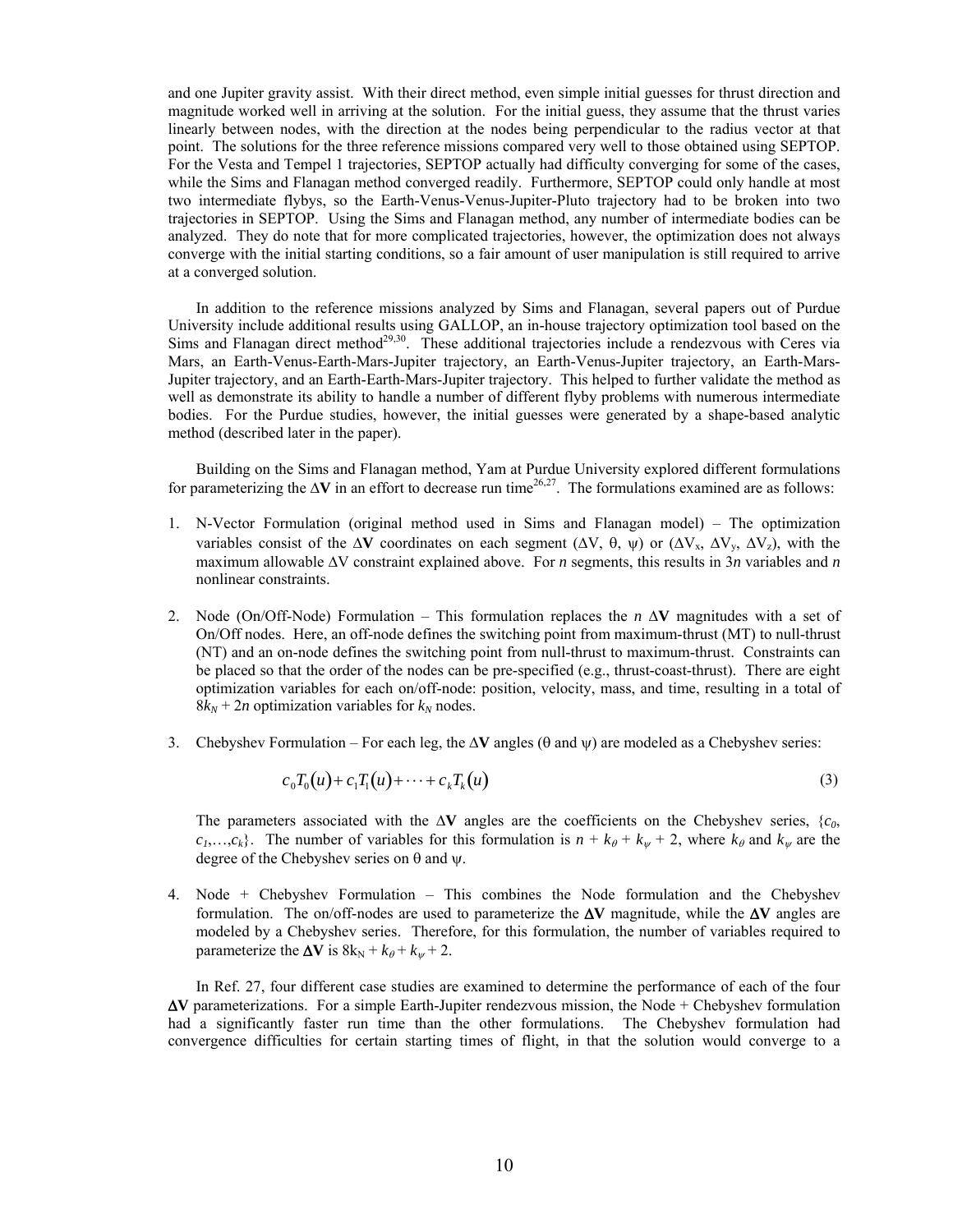and one Jupiter gravity assist. With their direct method, even simple initial guesses for thrust direction and magnitude worked well in arriving at the solution. For the initial guess, they assume that the thrust varies linearly between nodes, with the direction at the nodes being perpendicular to the radius vector at that point. The solutions for the three reference missions compared very well to those obtained using SEPTOP. For the Vesta and Tempel 1 trajectories, SEPTOP actually had difficulty converging for some of the cases, while the Sims and Flanagan method converged readily. Furthermore, SEPTOP could only handle at most two intermediate flybys, so the Earth-Venus-Venus-Jupiter-Pluto trajectory had to be broken into two trajectories in SEPTOP. Using the Sims and Flanagan method, any number of intermediate bodies can be analyzed. They do note that for more complicated trajectories, however, the optimization does not always converge with the initial starting conditions, so a fair amount of user manipulation is still required to arrive at a converged solution.

In addition to the reference missions analyzed by Sims and Flanagan, several papers out of Purdue University include additional results using GALLOP, an in-house trajectory optimization tool based on the Sims and Flanagan direct method[29,30]. These additional trajectories include a rendezvous with Ceres via Mars, an Earth-Venus-Earth-Mars-Jupiter trajectory, an Earth-Venus-Jupiter trajectory, an Earth-Mars-Jupiter trajectory, and an Earth-Earth-Mars-Jupiter trajectory. This helped to further validate the method as well as demonstrate its ability to handle a number of different flyby problems with numerous intermediate bodies. For the Purdue studies, however, the initial guesses were generated by a shape-based analytic method (described later in the paper).

Building on the Sims and Flanagan method, Yam at Purdue University explored different formulations for parameterizing the $\Delta\mathbf{V}$ in an effort to decrease run time[26,27]. The formulations examined are as follows:

1. N-Vector Formulation (original method used in Sims and Flanagan model) – The optimization variables consist of the $\Delta\mathbf{V}$ coordinates on each segment ($\Delta V$, $\theta$, $\psi$) or ($\Delta V_x$, $\Delta V_y$, $\Delta V_z$), with the maximum allowable $\Delta V$ constraint explained above. For $n$ segments, this results in $3n$ variables and $n$ nonlinear constraints.

2. Node (On/Off-Node) Formulation – This formulation replaces the $n$ $\Delta\mathbf{V}$ magnitudes with a set of On/Off nodes. Here, an off-node defines the switching point from maximum-thrust (MT) to null-thrust (NT) and an on-node defines the switching point from null-thrust to maximum-thrust. Constraints can be placed so that the order of the nodes can be pre-specified (e.g., thrust-coast-thrust). There are eight optimization variables for each on/off-node: position, velocity, mass, and time, resulting in a total of $8k_N + 2n$ optimization variables for $k_N$ nodes.

3. Chebyshev Formulation – For each leg, the $\Delta\mathbf{V}$ angles ($\theta$ and $\psi$) are modeled as a Chebyshev series:

$$c_0 T_0(u) + c_1 T_1(u) + \cdots + c_k T_k(u) \tag{3}$$

   The parameters associated with the $\Delta\mathbf{V}$ angles are the coefficients on the Chebyshev series, $\{c_0, c_1, \ldots, c_k\}$. The number of variables for this formulation is $n + k_\theta + k_\psi + 2$, where $k_\theta$ and $k_\psi$ are the degree of the Chebyshev series on $\theta$ and $\psi$.

4. Node + Chebyshev Formulation – This combines the Node formulation and the Chebyshev formulation. The on/off-nodes are used to parameterize the $\Delta\mathbf{V}$ magnitude, while the $\Delta\mathbf{V}$ angles are modeled by a Chebyshev series. Therefore, for this formulation, the number of variables required to parameterize the $\Delta\mathbf{V}$ is $8k_N + k_\theta + k_\psi + 2$.

In Ref. 27, four different case studies are examined to determine the performance of each of the four $\Delta\mathbf{V}$ parameterizations. For a simple Earth-Jupiter rendezvous mission, the Node + Chebyshev formulation had a significantly faster run time than the other formulations. The Chebyshev formulation had convergence difficulties for certain starting times of flight, in that the solution would converge to a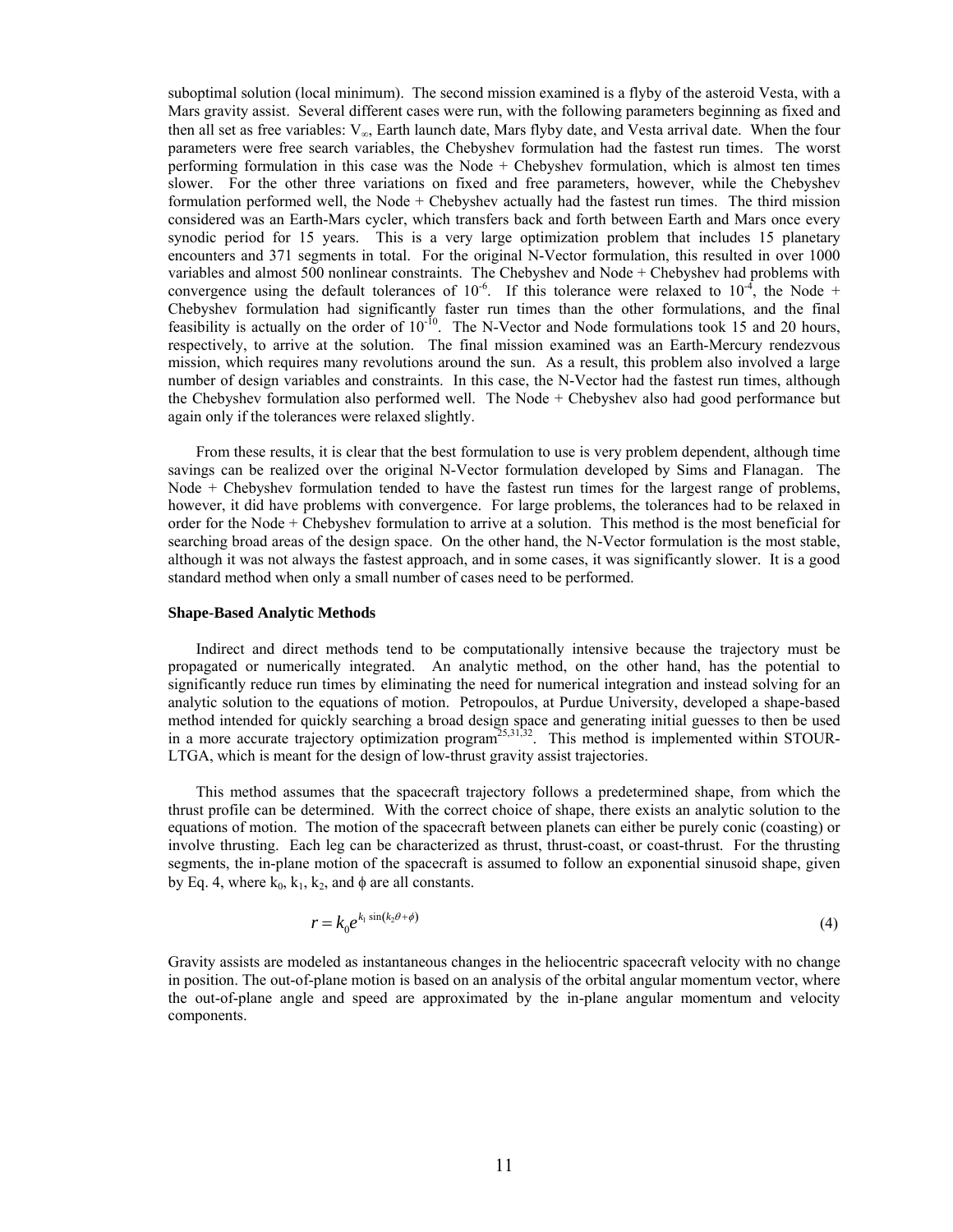suboptimal solution (local minimum). The second mission examined is a flyby of the asteroid Vesta, with a Mars gravity assist. Several different cases were run, with the following parameters beginning as fixed and then all set as free variables: $V_\infty$, Earth launch date, Mars flyby date, and Vesta arrival date. When the four parameters were free search variables, the Chebyshev formulation had the fastest run times. The worst performing formulation in this case was the Node + Chebyshev formulation, which is almost ten times slower. For the other three variations on fixed and free parameters, however, while the Chebyshev formulation performed well, the Node + Chebyshev actually had the fastest run times. The third mission considered was an Earth-Mars cycler, which transfers back and forth between Earth and Mars once every synodic period for 15 years. This is a very large optimization problem that includes 15 planetary encounters and 371 segments in total. For the original N-Vector formulation, this resulted in over 1000 variables and almost 500 nonlinear constraints. The Chebyshev and Node + Chebyshev had problems with convergence using the default tolerances of $10^{-6}$. If this tolerance were relaxed to $10^{-4}$, the Node + Chebyshev formulation had significantly faster run times than the other formulations, and the final feasibility is actually on the order of $10^{-10}$. The N-Vector and Node formulations took 15 and 20 hours, respectively, to arrive at the solution. The final mission examined was an Earth-Mercury rendezvous mission, which requires many revolutions around the sun. As a result, this problem also involved a large number of design variables and constraints. In this case, the N-Vector had the fastest run times, although the Chebyshev formulation also performed well. The Node + Chebyshev also had good performance but again only if the tolerances were relaxed slightly.

From these results, it is clear that the best formulation to use is very problem dependent, although time savings can be realized over the original N-Vector formulation developed by Sims and Flanagan. The Node + Chebyshev formulation tended to have the fastest run times for the largest range of problems, however, it did have problems with convergence. For large problems, the tolerances had to be relaxed in order for the Node + Chebyshev formulation to arrive at a solution. This method is the most beneficial for searching broad areas of the design space. On the other hand, the N-Vector formulation is the most stable, although it was not always the fastest approach, and in some cases, it was significantly slower. It is a good standard method when only a small number of cases need to be performed.

### Shape-Based Analytic Methods

Indirect and direct methods tend to be computationally intensive because the trajectory must be propagated or numerically integrated. An analytic method, on the other hand, has the potential to significantly reduce run times by eliminating the need for numerical integration and instead solving for an analytic solution to the equations of motion. Petropoulos, at Purdue University, developed a shape-based method intended for quickly searching a broad design space and generating initial guesses to then be used in a more accurate trajectory optimization program[25,31,32]. This method is implemented within STOUR-LTGA, which is meant for the design of low-thrust gravity assist trajectories.

This method assumes that the spacecraft trajectory follows a predetermined shape, from which the thrust profile can be determined. With the correct choice of shape, there exists an analytic solution to the equations of motion. The motion of the spacecraft between planets can either be purely conic (coasting) or involve thrusting. Each leg can be characterized as thrust, thrust-coast, or coast-thrust. For the thrusting segments, the in-plane motion of the spacecraft is assumed to follow an exponential sinusoid shape, given by Eq. 4, where $k_0$, $k_1$, $k_2$, and $\phi$ are all constants.

$$r = k_0 e^{k_1 \sin(k_2 \theta + \phi)} \tag{4}$$

Gravity assists are modeled as instantaneous changes in the heliocentric spacecraft velocity with no change in position. The out-of-plane motion is based on an analysis of the orbital angular momentum vector, where the out-of-plane angle and speed are approximated by the in-plane angular momentum and velocity components.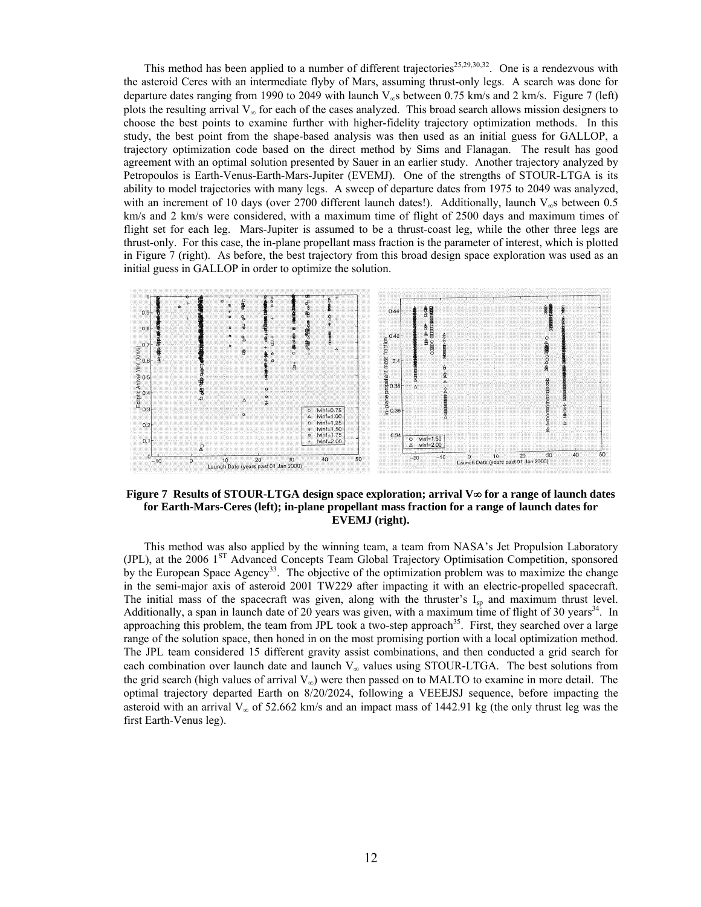This method has been applied to a number of different trajectories[25,29,30,32]. One is a rendezvous with the asteroid Ceres with an intermediate flyby of Mars, assuming thrust-only legs. A search was done for departure dates ranging from 1990 to 2049 with launch $V_\infty$s between 0.75 km/s and 2 km/s. Figure 7 (left) plots the resulting arrival $V_\infty$ for each of the cases analyzed. This broad search allows mission designers to choose the best points to examine further with higher-fidelity trajectory optimization methods. In this study, the best point from the shape-based analysis was then used as an initial guess for GALLOP, a trajectory optimization code based on the direct method by Sims and Flanagan. The result has good agreement with an optimal solution presented by Sauer in an earlier study. Another trajectory analyzed by Petropoulos is Earth-Venus-Earth-Mars-Jupiter (EVEMJ). One of the strengths of STOUR-LTGA is its ability to model trajectories with many legs. A sweep of departure dates from 1975 to 2049 was analyzed, with an increment of 10 days (over 2700 different launch dates!). Additionally, launch $V_\infty$s between 0.5 km/s and 2 km/s were considered, with a maximum time of flight of 2500 days and maximum times of flight set for each leg. Mars-Jupiter is assumed to be a thrust-coast leg, while the other three legs are thrust-only. For this case, the in-plane propellant mass fraction is the parameter of interest, which is plotted in Figure 7 (right). As before, the best trajectory from this broad design space exploration was used as an initial guess in GALLOP in order to optimize the solution.

**Figure 7 Results of STOUR-LTGA design space exploration; arrival V∞ for a range of launch dates for Earth-Mars-Ceres (left); in-plane propellant mass fraction for a range of launch dates for EVEMJ (right).**

This method was also applied by the winning team, a team from NASA's Jet Propulsion Laboratory (JPL), at the 2006 1ST Advanced Concepts Team Global Trajectory Optimisation Competition, sponsored by the European Space Agency[33]. The objective of the optimization problem was to maximize the change in the semi-major axis of asteroid 2001 TW229 after impacting it with an electric-propelled spacecraft. The initial mass of the spacecraft was given, along with the thruster's $I_{sp}$ and maximum thrust level. Additionally, a span in launch date of 20 years was given, with a maximum time of flight of 30 years[34]. In approaching this problem, the team from JPL took a two-step approach[35]. First, they searched over a large range of the solution space, then honed in on the most promising portion with a local optimization method. The JPL team considered 15 different gravity assist combinations, and then conducted a grid search for each combination over launch date and launch $V_\infty$ values using STOUR-LTGA. The best solutions from the grid search (high values of arrival $V_\infty$) were then passed on to MALTO to examine in more detail. The optimal trajectory departed Earth on 8/20/2024, following a VEEEJSJ sequence, before impacting the asteroid with an arrival $V_\infty$ of 52.662 km/s and an impact mass of 1442.91 kg (the only thrust leg was the first Earth-Venus leg).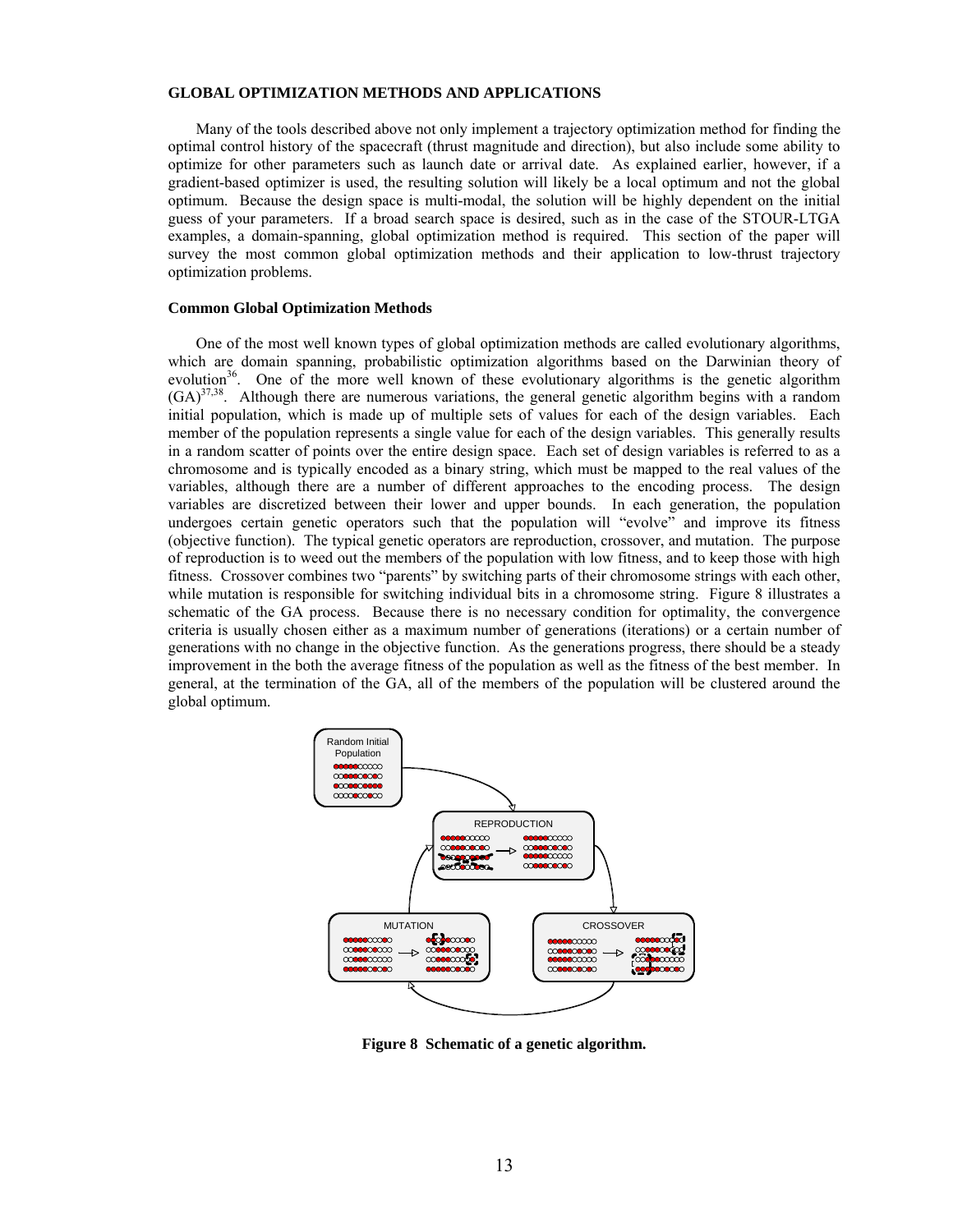## GLOBAL OPTIMIZATION METHODS AND APPLICATIONS

Many of the tools described above not only implement a trajectory optimization method for finding the optimal control history of the spacecraft (thrust magnitude and direction), but also include some ability to optimize for other parameters such as launch date or arrival date. As explained earlier, however, if a gradient-based optimizer is used, the resulting solution will likely be a local optimum and not the global optimum. Because the design space is multi-modal, the solution will be highly dependent on the initial guess of your parameters. If a broad search space is desired, such as in the case of the STOUR-LTGA examples, a domain-spanning, global optimization method is required. This section of the paper will survey the most common global optimization methods and their application to low-thrust trajectory optimization problems.

### Common Global Optimization Methods

One of the most well known types of global optimization methods are called evolutionary algorithms, which are domain spanning, probabilistic optimization algorithms based on the Darwinian theory of evolution[36]. One of the more well known of these evolutionary algorithms is the genetic algorithm (GA)[37,38]. Although there are numerous variations, the general genetic algorithm begins with a random initial population, which is made up of multiple sets of values for each of the design variables. Each member of the population represents a single value for each of the design variables. This generally results in a random scatter of points over the entire design space. Each set of design variables is referred to as a chromosome and is typically encoded as a binary string, which must be mapped to the real values of the variables, although there are a number of different approaches to the encoding process. The design variables are discretized between their lower and upper bounds. In each generation, the population undergoes certain genetic operators such that the population will "evolve" and improve its fitness (objective function). The typical genetic operators are reproduction, crossover, and mutation. The purpose of reproduction is to weed out the members of the population with low fitness, and to keep those with high fitness. Crossover combines two "parents" by switching parts of their chromosome strings with each other, while mutation is responsible for switching individual bits in a chromosome string. Figure 8 illustrates a schematic of the GA process. Because there is no necessary condition for optimality, the convergence criteria is usually chosen either as a maximum number of generations (iterations) or a certain number of generations with no change in the objective function. As the generations progress, there should be a steady improvement in the both the average fitness of the population as well as the fitness of the best member. In general, at the termination of the GA, all of the members of the population will be clustered around the global optimum.

**Figure 8 Schematic of a genetic algorithm.**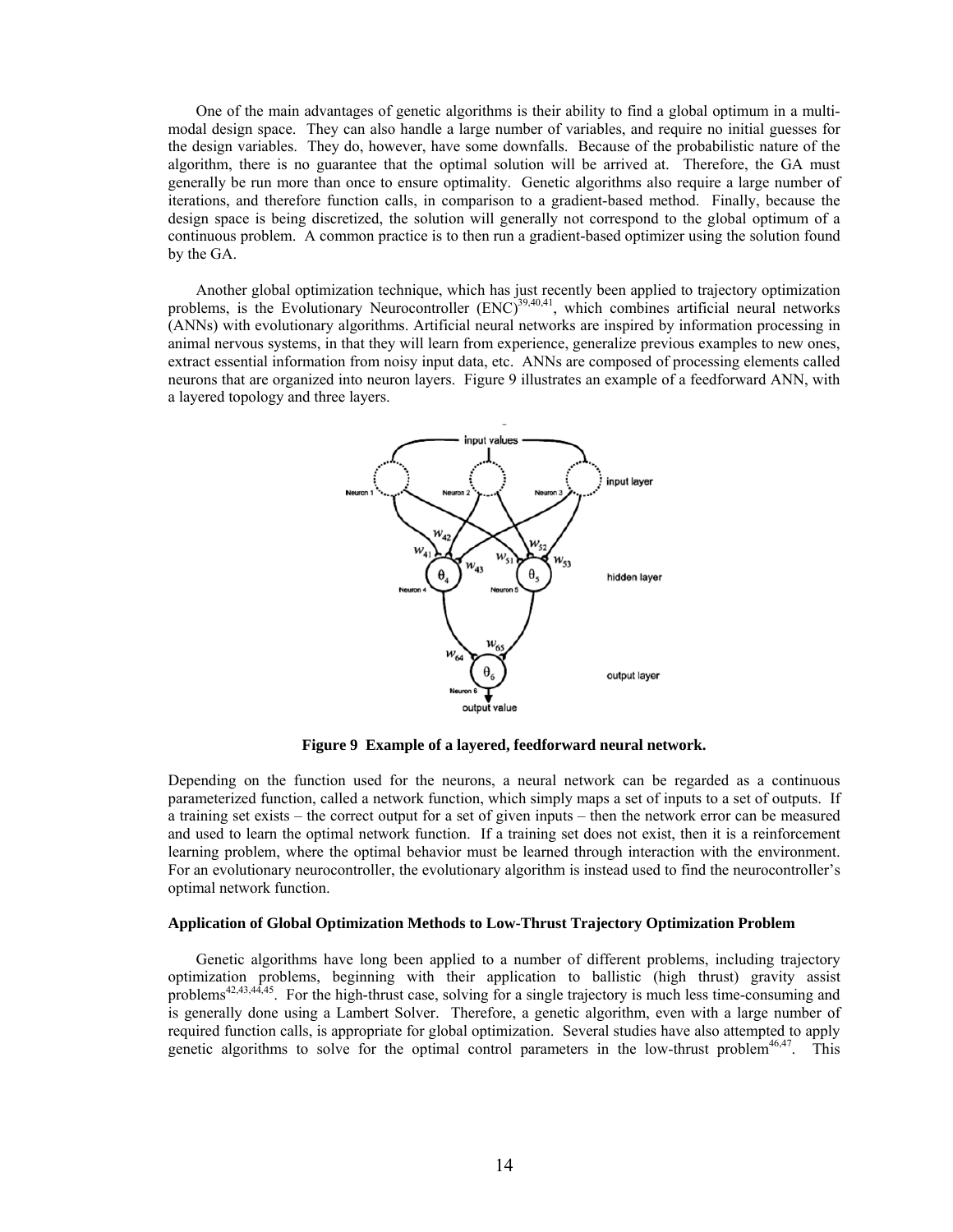One of the main advantages of genetic algorithms is their ability to find a global optimum in a multi-modal design space. They can also handle a large number of variables, and require no initial guesses for the design variables. They do, however, have some downfalls. Because of the probabilistic nature of the algorithm, there is no guarantee that the optimal solution will be arrived at. Therefore, the GA must generally be run more than once to ensure optimality. Genetic algorithms also require a large number of iterations, and therefore function calls, in comparison to a gradient-based method. Finally, because the design space is being discretized, the solution will generally not correspond to the global optimum of a continuous problem. A common practice is to then run a gradient-based optimizer using the solution found by the GA.

Another global optimization technique, which has just recently been applied to trajectory optimization problems, is the Evolutionary Neurocontroller (ENC)[39,40,41], which combines artificial neural networks (ANNs) with evolutionary algorithms. Artificial neural networks are inspired by information processing in animal nervous systems, in that they will learn from experience, generalize previous examples to new ones, extract essential information from noisy input data, etc. ANNs are composed of processing elements called neurons that are organized into neuron layers. Figure 9 illustrates an example of a feedforward ANN, with a layered topology and three layers.

**Figure 9 Example of a layered, feedforward neural network.**

Depending on the function used for the neurons, a neural network can be regarded as a continuous parameterized function, called a network function, which simply maps a set of inputs to a set of outputs. If a training set exists – the correct output for a set of given inputs – then the network error can be measured and used to learn the optimal network function. If a training set does not exist, then it is a reinforcement learning problem, where the optimal behavior must be learned through interaction with the environment. For an evolutionary neurocontroller, the evolutionary algorithm is instead used to find the neurocontroller's optimal network function.

### Application of Global Optimization Methods to Low-Thrust Trajectory Optimization Problem

Genetic algorithms have long been applied to a number of different problems, including trajectory optimization problems, beginning with their application to ballistic (high thrust) gravity assist problems[42,43,44,45]. For the high-thrust case, solving for a single trajectory is much less time-consuming and is generally done using a Lambert Solver. Therefore, a genetic algorithm, even with a large number of required function calls, is appropriate for global optimization. Several studies have also attempted to apply genetic algorithms to solve for the optimal control parameters in the low-thrust problem[46,47]. This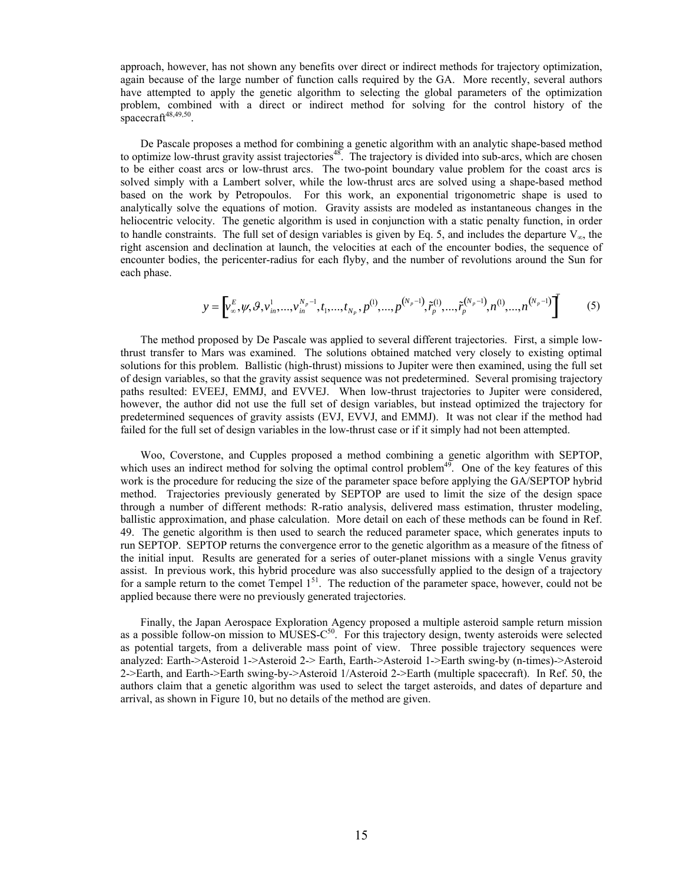approach, however, has not shown any benefits over direct or indirect methods for trajectory optimization, again because of the large number of function calls required by the GA. More recently, several authors have attempted to apply the genetic algorithm to selecting the global parameters of the optimization problem, combined with a direct or indirect method for solving for the control history of the spacecraft[48,49,50].

De Pascale proposes a method for combining a genetic algorithm with an analytic shape-based method to optimize low-thrust gravity assist trajectories[48]. The trajectory is divided into sub-arcs, which are chosen to be either coast arcs or low-thrust arcs. The two-point boundary value problem for the coast arcs is solved simply with a Lambert solver, while the low-thrust arcs are solved using a shape-based method based on the work by Petropoulos. For this work, an exponential trigonometric shape is used to analytically solve the equations of motion. Gravity assists are modeled as instantaneous changes in the heliocentric velocity. The genetic algorithm is used in conjunction with a static penalty function, in order to handle constraints. The full set of design variables is given by Eq. 5, and includes the departure $V_\infty$, the right ascension and declination at launch, the velocities at each of the encounter bodies, the sequence of encounter bodies, the pericenter-radius for each flyby, and the number of revolutions around the Sun for each phase.

$$y = \left[v_\infty^E, \psi, \vartheta, v_{in}^1, \ldots, v_{in}^{N_p-1}, t_1, \ldots, t_{N_p}, p^{(1)}, \ldots, p^{(N_p-1)}, \tilde{r}_p^{(1)}, \ldots, \tilde{r}_p^{(N_p-1)}, n^{(1)}, \ldots, n^{(N_p-1)}\right]^T \tag{5}$$

The method proposed by De Pascale was applied to several different trajectories. First, a simple low-thrust transfer to Mars was examined. The solutions obtained matched very closely to existing optimal solutions for this problem. Ballistic (high-thrust) missions to Jupiter were then examined, using the full set of design variables, so that the gravity assist sequence was not predetermined. Several promising trajectory paths resulted: EVEEJ, EMMJ, and EVVEJ. When low-thrust trajectories to Jupiter were considered, however, the author did not use the full set of design variables, but instead optimized the trajectory for predetermined sequences of gravity assists (EVJ, EVVJ, and EMMJ). It was not clear if the method had failed for the full set of design variables in the low-thrust case or if it simply had not been attempted.

Woo, Coverstone, and Cupples proposed a method combining a genetic algorithm with SEPTOP, which uses an indirect method for solving the optimal control problem[49]. One of the key features of this work is the procedure for reducing the size of the parameter space before applying the GA/SEPTOP hybrid method. Trajectories previously generated by SEPTOP are used to limit the size of the design space through a number of different methods: R-ratio analysis, delivered mass estimation, thruster modeling, ballistic approximation, and phase calculation. More detail on each of these methods can be found in Ref. 49. The genetic algorithm is then used to search the reduced parameter space, which generates inputs to run SEPTOP. SEPTOP returns the convergence error to the genetic algorithm as a measure of the fitness of the initial input. Results are generated for a series of outer-planet missions with a single Venus gravity assist. In previous work, this hybrid procedure was also successfully applied to the design of a trajectory for a sample return to the comet Tempel 1[51]. The reduction of the parameter space, however, could not be applied because there were no previously generated trajectories.

Finally, the Japan Aerospace Exploration Agency proposed a multiple asteroid sample return mission as a possible follow-on mission to MUSES-C[50]. For this trajectory design, twenty asteroids were selected as potential targets, from a deliverable mass point of view. Three possible trajectory sequences were analyzed: Earth->Asteroid 1->Asteroid 2-> Earth, Earth->Asteroid 1->Earth swing-by (n-times)->Asteroid 2->Earth, and Earth->Earth swing-by->Asteroid 1/Asteroid 2->Earth (multiple spacecraft). In Ref. 50, the authors claim that a genetic algorithm was used to select the target asteroids, and dates of departure and arrival, as shown in Figure 10, but no details of the method are given.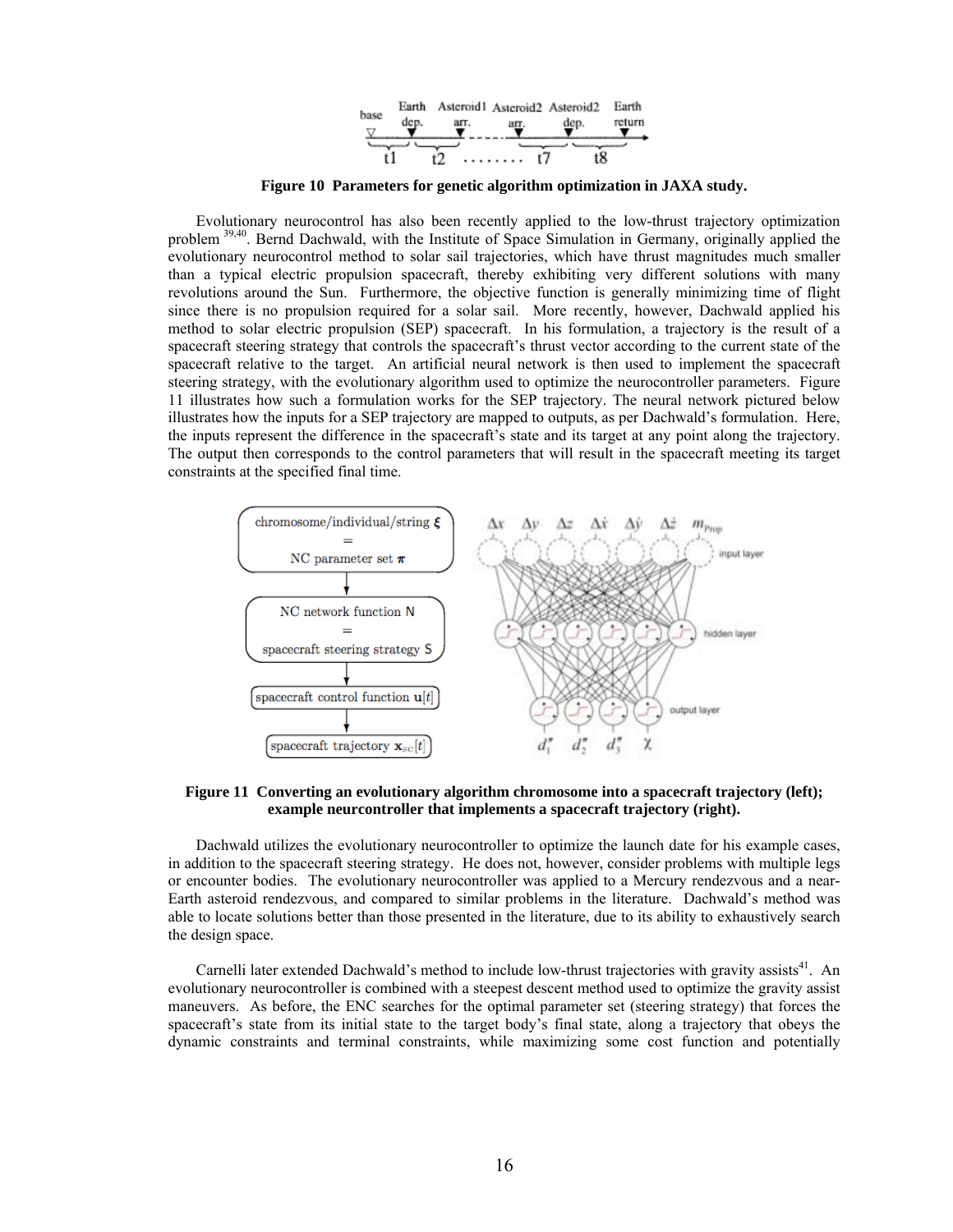Figure 10  Parameters for genetic algorithm optimization in JAXA study.

Evolutionary neurocontrol has also been recently applied to the low-thrust trajectory optimization problem [39,40]. Bernd Dachwald, with the Institute of Space Simulation in Germany, originally applied the evolutionary neurocontrol method to solar sail trajectories, which have thrust magnitudes much smaller than a typical electric propulsion spacecraft, thereby exhibiting very different solutions with many revolutions around the Sun. Furthermore, the objective function is generally minimizing time of flight since there is no propulsion required for a solar sail. More recently, however, Dachwald applied his method to solar electric propulsion (SEP) spacecraft. In his formulation, a trajectory is the result of a spacecraft steering strategy that controls the spacecraft's thrust vector according to the current state of the spacecraft relative to the target. An artificial neural network is then used to implement the spacecraft steering strategy, with the evolutionary algorithm used to optimize the neurocontroller parameters. Figure 11 illustrates how such a formulation works for the SEP trajectory. The neural network pictured below illustrates how the inputs for a SEP trajectory are mapped to outputs, as per Dachwald's formulation. Here, the inputs represent the difference in the spacecraft's state and its target at any point along the trajectory. The output then corresponds to the control parameters that will result in the spacecraft meeting its target constraints at the specified final time.

Figure 11  Converting an evolutionary algorithm chromosome into a spacecraft trajectory (left); example neurcontroller that implements a spacecraft trajectory (right).

Dachwald utilizes the evolutionary neurocontroller to optimize the launch date for his example cases, in addition to the spacecraft steering strategy. He does not, however, consider problems with multiple legs or encounter bodies. The evolutionary neurocontroller was applied to a Mercury rendezvous and a near-Earth asteroid rendezvous, and compared to similar problems in the literature. Dachwald's method was able to locate solutions better than those presented in the literature, due to its ability to exhaustively search the design space.

Carnelli later extended Dachwald's method to include low-thrust trajectories with gravity assists[41]. An evolutionary neurocontroller is combined with a steepest descent method used to optimize the gravity assist maneuvers. As before, the ENC searches for the optimal parameter set (steering strategy) that forces the spacecraft's state from its initial state to the target body's final state, along a trajectory that obeys the dynamic constraints and terminal constraints, while maximizing some cost function and potentially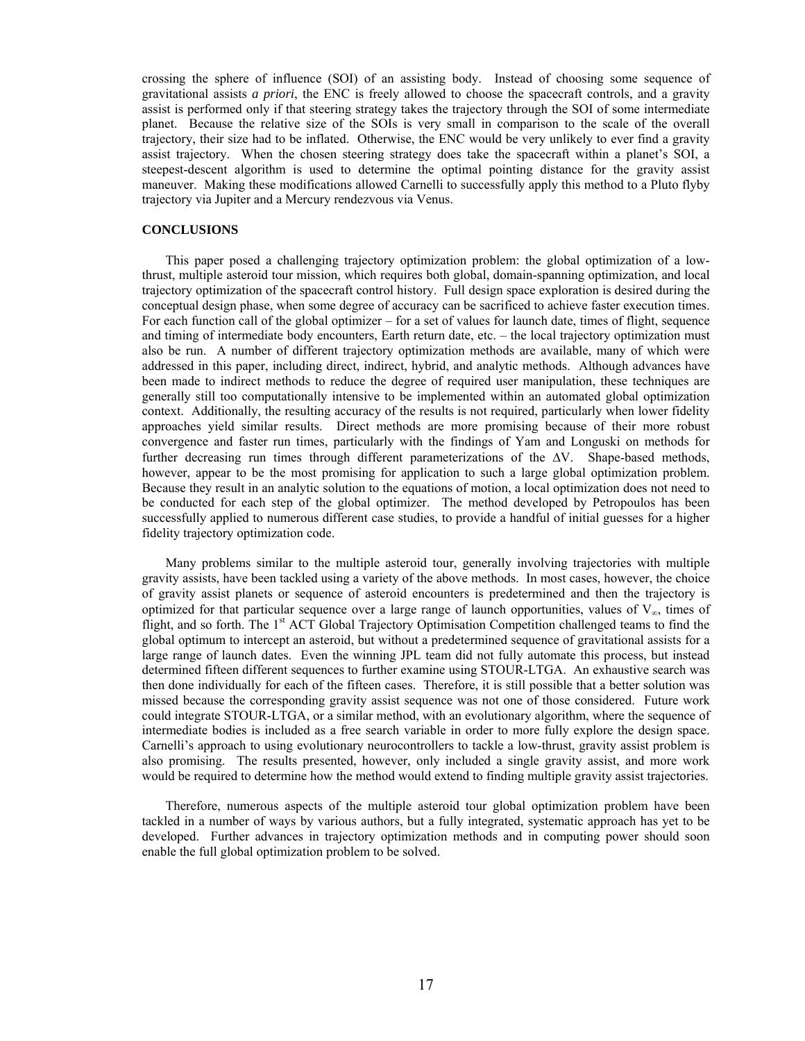crossing the sphere of influence (SOI) of an assisting body. Instead of choosing some sequence of gravitational assists *a priori*, the ENC is freely allowed to choose the spacecraft controls, and a gravity assist is performed only if that steering strategy takes the trajectory through the SOI of some intermediate planet. Because the relative size of the SOIs is very small in comparison to the scale of the overall trajectory, their size had to be inflated. Otherwise, the ENC would be very unlikely to ever find a gravity assist trajectory. When the chosen steering strategy does take the spacecraft within a planet's SOI, a steepest-descent algorithm is used to determine the optimal pointing distance for the gravity assist maneuver. Making these modifications allowed Carnelli to successfully apply this method to a Pluto flyby trajectory via Jupiter and a Mercury rendezvous via Venus.

## CONCLUSIONS

This paper posed a challenging trajectory optimization problem: the global optimization of a low-thrust, multiple asteroid tour mission, which requires both global, domain-spanning optimization, and local trajectory optimization of the spacecraft control history. Full design space exploration is desired during the conceptual design phase, when some degree of accuracy can be sacrificed to achieve faster execution times. For each function call of the global optimizer – for a set of values for launch date, times of flight, sequence and timing of intermediate body encounters, Earth return date, etc. – the local trajectory optimization must also be run. A number of different trajectory optimization methods are available, many of which were addressed in this paper, including direct, indirect, hybrid, and analytic methods. Although advances have been made to indirect methods to reduce the degree of required user manipulation, these techniques are generally still too computationally intensive to be implemented within an automated global optimization context. Additionally, the resulting accuracy of the results is not required, particularly when lower fidelity approaches yield similar results. Direct methods are more promising because of their more robust convergence and faster run times, particularly with the findings of Yam and Longuski on methods for further decreasing run times through different parameterizations of the $\Delta V$. Shape-based methods, however, appear to be the most promising for application to such a large global optimization problem. Because they result in an analytic solution to the equations of motion, a local optimization does not need to be conducted for each step of the global optimizer. The method developed by Petropoulos has been successfully applied to numerous different case studies, to provide a handful of initial guesses for a higher fidelity trajectory optimization code.

Many problems similar to the multiple asteroid tour, generally involving trajectories with multiple gravity assists, have been tackled using a variety of the above methods. In most cases, however, the choice of gravity assist planets or sequence of asteroid encounters is predetermined and then the trajectory is optimized for that particular sequence over a large range of launch opportunities, values of $V_\infty$, times of flight, and so forth. The 1st ACT Global Trajectory Optimisation Competition challenged teams to find the global optimum to intercept an asteroid, but without a predetermined sequence of gravitational assists for a large range of launch dates. Even the winning JPL team did not fully automate this process, but instead determined fifteen different sequences to further examine using STOUR-LTGA. An exhaustive search was then done individually for each of the fifteen cases. Therefore, it is still possible that a better solution was missed because the corresponding gravity assist sequence was not one of those considered. Future work could integrate STOUR-LTGA, or a similar method, with an evolutionary algorithm, where the sequence of intermediate bodies is included as a free search variable in order to more fully explore the design space. Carnelli's approach to using evolutionary neurocontrollers to tackle a low-thrust, gravity assist problem is also promising. The results presented, however, only included a single gravity assist, and more work would be required to determine how the method would extend to finding multiple gravity assist trajectories.

Therefore, numerous aspects of the multiple asteroid tour global optimization problem have been tackled in a number of ways by various authors, but a fully integrated, systematic approach has yet to be developed. Further advances in trajectory optimization methods and in computing power should soon enable the full global optimization problem to be solved.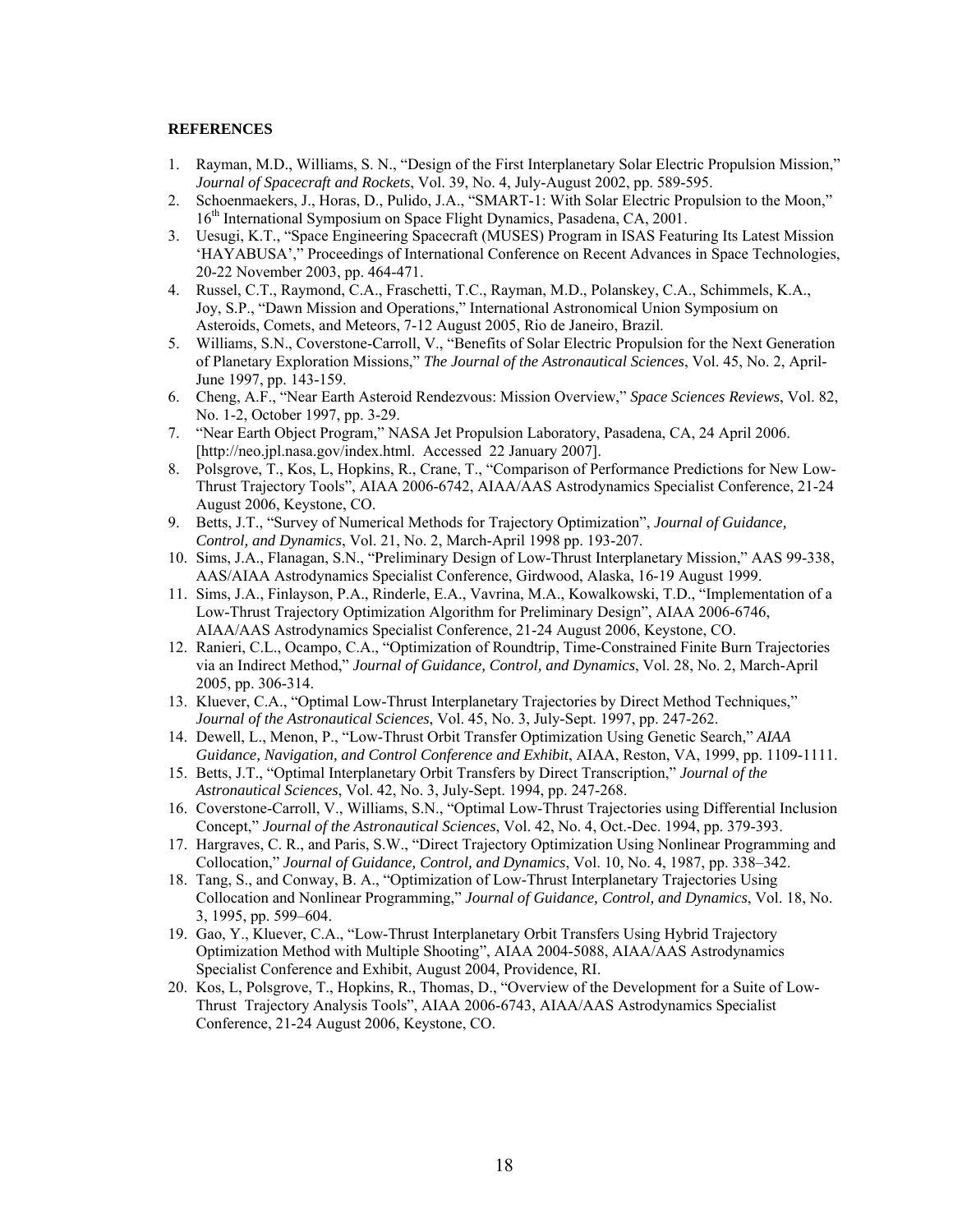**REFERENCES**

1. Rayman, M.D., Williams, S. N., "Design of the First Interplanetary Solar Electric Propulsion Mission," *Journal of Spacecraft and Rockets*, Vol. 39, No. 4, July-August 2002, pp. 589-595.
2. Schoenmaekers, J., Horas, D., Pulido, J.A., "SMART-1: With Solar Electric Propulsion to the Moon," 16th International Symposium on Space Flight Dynamics, Pasadena, CA, 2001.
3. Uesugi, K.T., "Space Engineering Spacecraft (MUSES) Program in ISAS Featuring Its Latest Mission 'HAYABUSA'," Proceedings of International Conference on Recent Advances in Space Technologies, 20-22 November 2003, pp. 464-471.
4. Russel, C.T., Raymond, C.A., Fraschetti, T.C., Rayman, M.D., Polanskey, C.A., Schimmels, K.A., Joy, S.P., "Dawn Mission and Operations," International Astronomical Union Symposium on Asteroids, Comets, and Meteors, 7-12 August 2005, Rio de Janeiro, Brazil.
5. Williams, S.N., Coverstone-Carroll, V., "Benefits of Solar Electric Propulsion for the Next Generation of Planetary Exploration Missions," *The Journal of the Astronautical Sciences*, Vol. 45, No. 2, April-June 1997, pp. 143-159.
6. Cheng, A.F., "Near Earth Asteroid Rendezvous: Mission Overview," *Space Sciences Reviews*, Vol. 82, No. 1-2, October 1997, pp. 3-29.
7. "Near Earth Object Program," NASA Jet Propulsion Laboratory, Pasadena, CA, 24 April 2006. [http://neo.jpl.nasa.gov/index.html. Accessed 22 January 2007].
8. Polsgrove, T., Kos, L, Hopkins, R., Crane, T., "Comparison of Performance Predictions for New Low-Thrust Trajectory Tools", AIAA 2006-6742, AIAA/AAS Astrodynamics Specialist Conference, 21-24 August 2006, Keystone, CO.
9. Betts, J.T., "Survey of Numerical Methods for Trajectory Optimization", *Journal of Guidance, Control, and Dynamics*, Vol. 21, No. 2, March-April 1998 pp. 193-207.
10. Sims, J.A., Flanagan, S.N., "Preliminary Design of Low-Thrust Interplanetary Mission," AAS 99-338, AAS/AIAA Astrodynamics Specialist Conference, Girdwood, Alaska, 16-19 August 1999.
11. Sims, J.A., Finlayson, P.A., Rinderle, E.A., Vavrina, M.A., Kowalkowski, T.D., "Implementation of a Low-Thrust Trajectory Optimization Algorithm for Preliminary Design", AIAA 2006-6746, AIAA/AAS Astrodynamics Specialist Conference, 21-24 August 2006, Keystone, CO.
12. Ranieri, C.L., Ocampo, C.A., "Optimization of Roundtrip, Time-Constrained Finite Burn Trajectories via an Indirect Method," *Journal of Guidance, Control, and Dynamics*, Vol. 28, No. 2, March-April 2005, pp. 306-314.
13. Kluever, C.A., "Optimal Low-Thrust Interplanetary Trajectories by Direct Method Techniques," *Journal of the Astronautical Sciences*, Vol. 45, No. 3, July-Sept. 1997, pp. 247-262.
14. Dewell, L., Menon, P., "Low-Thrust Orbit Transfer Optimization Using Genetic Search," *AIAA Guidance, Navigation, and Control Conference and Exhibit*, AIAA, Reston, VA, 1999, pp. 1109-1111.
15. Betts, J.T., "Optimal Interplanetary Orbit Transfers by Direct Transcription," *Journal of the Astronautical Sciences*, Vol. 42, No. 3, July-Sept. 1994, pp. 247-268.
16. Coverstone-Carroll, V., Williams, S.N., "Optimal Low-Thrust Trajectories using Differential Inclusion Concept," *Journal of the Astronautical Sciences*, Vol. 42, No. 4, Oct.-Dec. 1994, pp. 379-393.
17. Hargraves, C. R., and Paris, S.W., "Direct Trajectory Optimization Using Nonlinear Programming and Collocation," *Journal of Guidance, Control, and Dynamics*, Vol. 10, No. 4, 1987, pp. 338–342.
18. Tang, S., and Conway, B. A., "Optimization of Low-Thrust Interplanetary Trajectories Using Collocation and Nonlinear Programming," *Journal of Guidance, Control, and Dynamics*, Vol. 18, No. 3, 1995, pp. 599–604.
19. Gao, Y., Kluever, C.A., "Low-Thrust Interplanetary Orbit Transfers Using Hybrid Trajectory Optimization Method with Multiple Shooting", AIAA 2004-5088, AIAA/AAS Astrodynamics Specialist Conference and Exhibit, August 2004, Providence, RI.
20. Kos, L, Polsgrove, T., Hopkins, R., Thomas, D., "Overview of the Development for a Suite of Low-Thrust Trajectory Analysis Tools", AIAA 2006-6743, AIAA/AAS Astrodynamics Specialist Conference, 21-24 August 2006, Keystone, CO.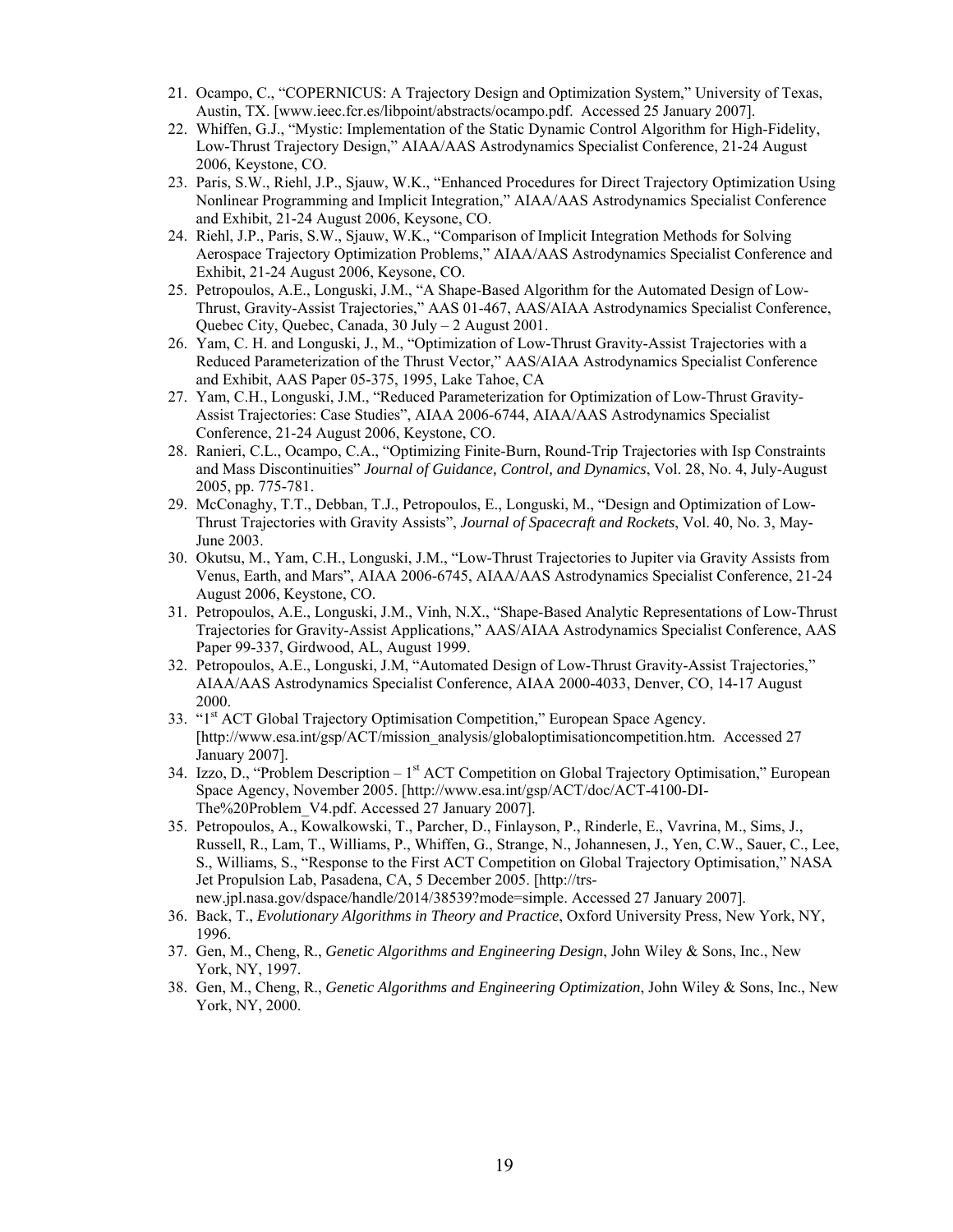21. Ocampo, C., “COPERNICUS: A Trajectory Design and Optimization System,” University of Texas, Austin, TX. [www.ieec.fcr.es/libpoint/abstracts/ocampo.pdf. Accessed 25 January 2007].
22. Whiffen, G.J., “Mystic: Implementation of the Static Dynamic Control Algorithm for High-Fidelity, Low-Thrust Trajectory Design,” AIAA/AAS Astrodynamics Specialist Conference, 21-24 August 2006, Keystone, CO.
23. Paris, S.W., Riehl, J.P., Sjauw, W.K., “Enhanced Procedures for Direct Trajectory Optimization Using Nonlinear Programming and Implicit Integration,” AIAA/AAS Astrodynamics Specialist Conference and Exhibit, 21-24 August 2006, Keysone, CO.
24. Riehl, J.P., Paris, S.W., Sjauw, W.K., “Comparison of Implicit Integration Methods for Solving Aerospace Trajectory Optimization Problems,” AIAA/AAS Astrodynamics Specialist Conference and Exhibit, 21-24 August 2006, Keysone, CO.
25. Petropoulos, A.E., Longuski, J.M., “A Shape-Based Algorithm for the Automated Design of Low-Thrust, Gravity-Assist Trajectories,” AAS 01-467, AAS/AIAA Astrodynamics Specialist Conference, Quebec City, Quebec, Canada, 30 July – 2 August 2001.
26. Yam, C. H. and Longuski, J., M., “Optimization of Low-Thrust Gravity-Assist Trajectories with a Reduced Parameterization of the Thrust Vector,” AAS/AIAA Astrodynamics Specialist Conference and Exhibit, AAS Paper 05-375, 1995, Lake Tahoe, CA
27. Yam, C.H., Longuski, J.M., “Reduced Parameterization for Optimization of Low-Thrust Gravity-Assist Trajectories: Case Studies”, AIAA 2006-6744, AIAA/AAS Astrodynamics Specialist Conference, 21-24 August 2006, Keystone, CO.
28. Ranieri, C.L., Ocampo, C.A., “Optimizing Finite-Burn, Round-Trip Trajectories with Isp Constraints and Mass Discontinuities” *Journal of Guidance, Control, and Dynamics*, Vol. 28, No. 4, July-August 2005, pp. 775-781.
29. McConaghy, T.T., Debban, T.J., Petropoulos, E., Longuski, M., “Design and Optimization of Low-Thrust Trajectories with Gravity Assists”, *Journal of Spacecraft and Rockets*, Vol. 40, No. 3, May-June 2003.
30. Okutsu, M., Yam, C.H., Longuski, J.M., “Low-Thrust Trajectories to Jupiter via Gravity Assists from Venus, Earth, and Mars”, AIAA 2006-6745, AIAA/AAS Astrodynamics Specialist Conference, 21-24 August 2006, Keystone, CO.
31. Petropoulos, A.E., Longuski, J.M., Vinh, N.X., “Shape-Based Analytic Representations of Low-Thrust Trajectories for Gravity-Assist Applications,” AAS/AIAA Astrodynamics Specialist Conference, AAS Paper 99-337, Girdwood, AL, August 1999.
32. Petropoulos, A.E., Longuski, J.M, “Automated Design of Low-Thrust Gravity-Assist Trajectories,” AIAA/AAS Astrodynamics Specialist Conference, AIAA 2000-4033, Denver, CO, 14-17 August 2000.
33. “1st ACT Global Trajectory Optimisation Competition,” European Space Agency. [http://www.esa.int/gsp/ACT/mission_analysis/globaloptimisationcompetition.htm. Accessed 27 January 2007].
34. Izzo, D., “Problem Description – 1st ACT Competition on Global Trajectory Optimisation,” European Space Agency, November 2005. [http://www.esa.int/gsp/ACT/doc/ACT-4100-DI-The%20Problem_V4.pdf. Accessed 27 January 2007].
35. Petropoulos, A., Kowalkowski, T., Parcher, D., Finlayson, P., Rinderle, E., Vavrina, M., Sims, J., Russell, R., Lam, T., Williams, P., Whiffen, G., Strange, N., Johannesen, J., Yen, C.W., Sauer, C., Lee, S., Williams, S., “Response to the First ACT Competition on Global Trajectory Optimisation,” NASA Jet Propulsion Lab, Pasadena, CA, 5 December 2005. [http://trs-new.jpl.nasa.gov/dspace/handle/2014/38539?mode=simple. Accessed 27 January 2007].
36. Back, T., *Evolutionary Algorithms in Theory and Practice*, Oxford University Press, New York, NY, 1996.
37. Gen, M., Cheng, R., *Genetic Algorithms and Engineering Design*, John Wiley & Sons, Inc., New York, NY, 1997.
38. Gen, M., Cheng, R., *Genetic Algorithms and Engineering Optimization*, John Wiley & Sons, Inc., New York, NY, 2000.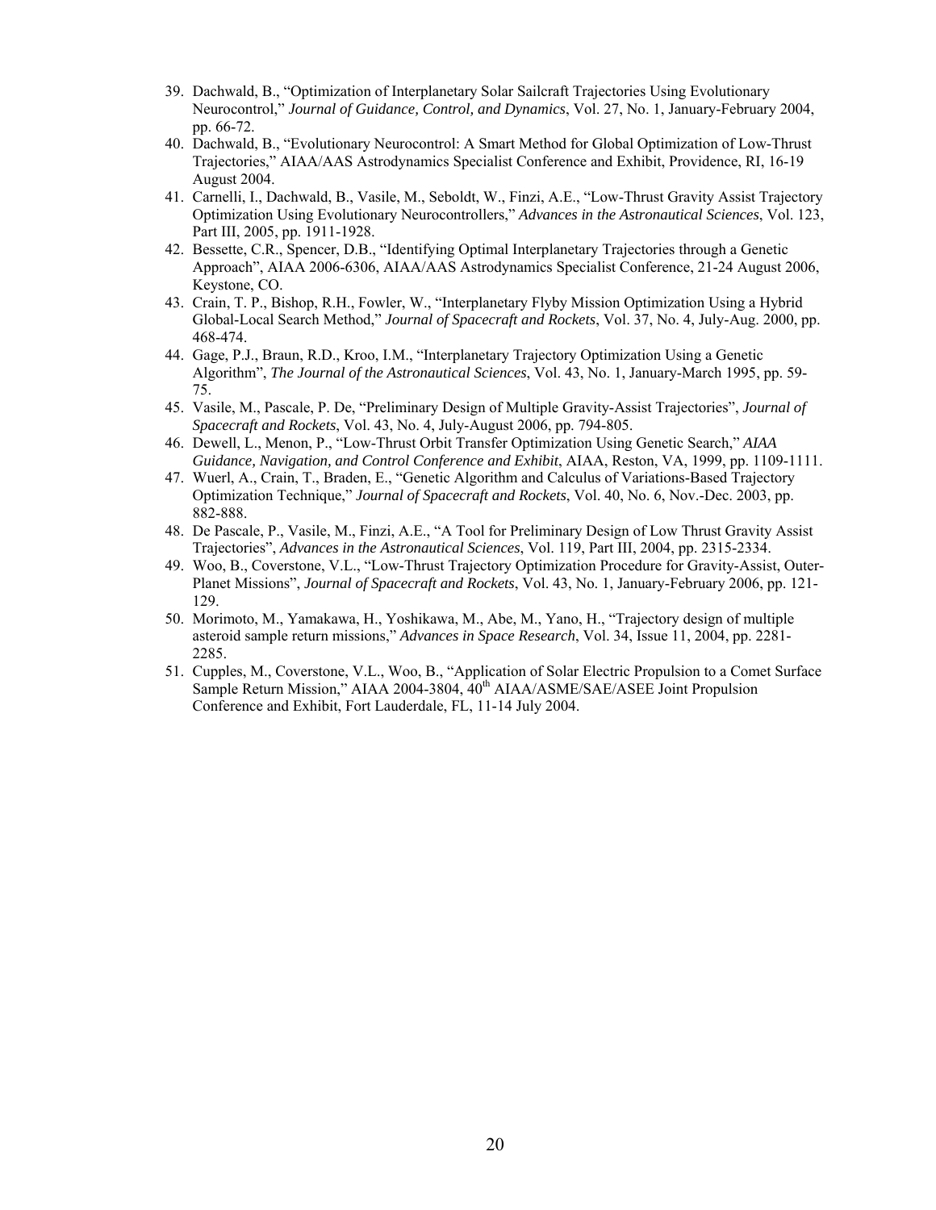39. Dachwald, B., "Optimization of Interplanetary Solar Sailcraft Trajectories Using Evolutionary Neurocontrol," *Journal of Guidance, Control, and Dynamics*, Vol. 27, No. 1, January-February 2004, pp. 66-72.
40. Dachwald, B., "Evolutionary Neurocontrol: A Smart Method for Global Optimization of Low-Thrust Trajectories," AIAA/AAS Astrodynamics Specialist Conference and Exhibit, Providence, RI, 16-19 August 2004.
41. Carnelli, I., Dachwald, B., Vasile, M., Seboldt, W., Finzi, A.E., "Low-Thrust Gravity Assist Trajectory Optimization Using Evolutionary Neurocontrollers," *Advances in the Astronautical Sciences*, Vol. 123, Part III, 2005, pp. 1911-1928.
42. Bessette, C.R., Spencer, D.B., "Identifying Optimal Interplanetary Trajectories through a Genetic Approach", AIAA 2006-6306, AIAA/AAS Astrodynamics Specialist Conference, 21-24 August 2006, Keystone, CO.
43. Crain, T. P., Bishop, R.H., Fowler, W., "Interplanetary Flyby Mission Optimization Using a Hybrid Global-Local Search Method," *Journal of Spacecraft and Rockets*, Vol. 37, No. 4, July-Aug. 2000, pp. 468-474.
44. Gage, P.J., Braun, R.D., Kroo, I.M., "Interplanetary Trajectory Optimization Using a Genetic Algorithm", *The Journal of the Astronautical Sciences*, Vol. 43, No. 1, January-March 1995, pp. 59-75.
45. Vasile, M., Pascale, P. De, "Preliminary Design of Multiple Gravity-Assist Trajectories", *Journal of Spacecraft and Rockets*, Vol. 43, No. 4, July-August 2006, pp. 794-805.
46. Dewell, L., Menon, P., "Low-Thrust Orbit Transfer Optimization Using Genetic Search," *AIAA Guidance, Navigation, and Control Conference and Exhibit*, AIAA, Reston, VA, 1999, pp. 1109-1111.
47. Wuerl, A., Crain, T., Braden, E., "Genetic Algorithm and Calculus of Variations-Based Trajectory Optimization Technique," *Journal of Spacecraft and Rockets*, Vol. 40, No. 6, Nov.-Dec. 2003, pp. 882-888.
48. De Pascale, P., Vasile, M., Finzi, A.E., "A Tool for Preliminary Design of Low Thrust Gravity Assist Trajectories", *Advances in the Astronautical Sciences*, Vol. 119, Part III, 2004, pp. 2315-2334.
49. Woo, B., Coverstone, V.L., "Low-Thrust Trajectory Optimization Procedure for Gravity-Assist, Outer-Planet Missions", *Journal of Spacecraft and Rockets*, Vol. 43, No. 1, January-February 2006, pp. 121-129.
50. Morimoto, M., Yamakawa, H., Yoshikawa, M., Abe, M., Yano, H., "Trajectory design of multiple asteroid sample return missions," *Advances in Space Research*, Vol. 34, Issue 11, 2004, pp. 2281-2285.
51. Cupples, M., Coverstone, V.L., Woo, B., "Application of Solar Electric Propulsion to a Comet Surface Sample Return Mission," AIAA 2004-3804, 40th AIAA/ASME/SAE/ASEE Joint Propulsion Conference and Exhibit, Fort Lauderdale, FL, 11-14 July 2004.